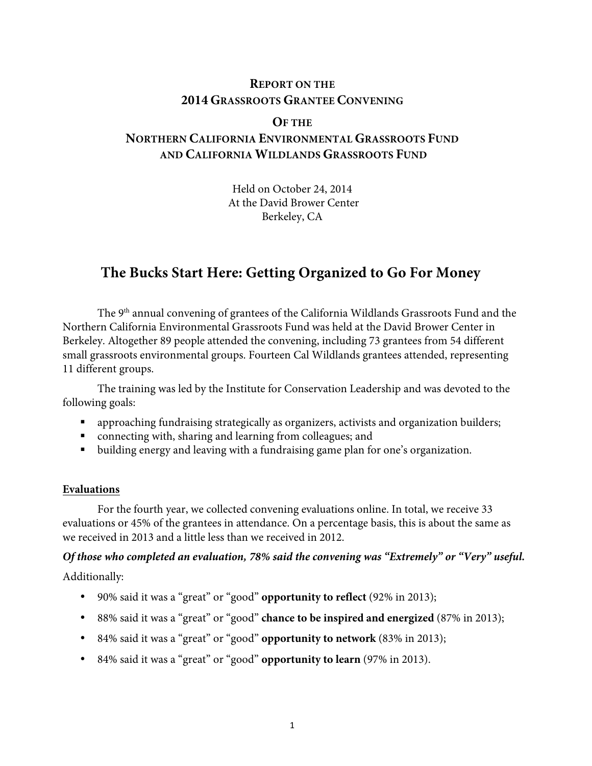# Report on the 2014 Grassroots Grantee Convening

# Of the Northern California Environmental Grassroots Fund and California Wildlands Grassroots Fund

Held on October 24, 2014
At the David Brower Center
Berkeley, CA

## The Bucks Start Here: Getting Organized to Go For Money

The 9th annual convening of grantees of the California Wildlands Grassroots Fund and the Northern California Environmental Grassroots Fund was held at the David Brower Center in Berkeley. Altogether 89 people attended the convening, including 73 grantees from 54 different small grassroots environmental groups. Fourteen Cal Wildlands grantees attended, representing 11 different groups.

The training was led by the Institute for Conservation Leadership and was devoted to the following goals:

- approaching fundraising strategically as organizers, activists and organization builders;
- connecting with, sharing and learning from colleagues; and
- building energy and leaving with a fundraising game plan for one's organization.

### Evaluations

For the fourth year, we collected convening evaluations online. In total, we receive 33 evaluations or 45% of the grantees in attendance. On a percentage basis, this is about the same as we received in 2013 and a little less than we received in 2012.

***Of those who completed an evaluation, 78% said the convening was "Extremely" or "Very" useful.***

Additionally:

- 90% said it was a "great" or "good" **opportunity to reflect** (92% in 2013);
- 88% said it was a "great" or "good" **chance to be inspired and energized** (87% in 2013);
- 84% said it was a "great" or "good" **opportunity to network** (83% in 2013);
- 84% said it was a "great" or "good" **opportunity to learn** (97% in 2013).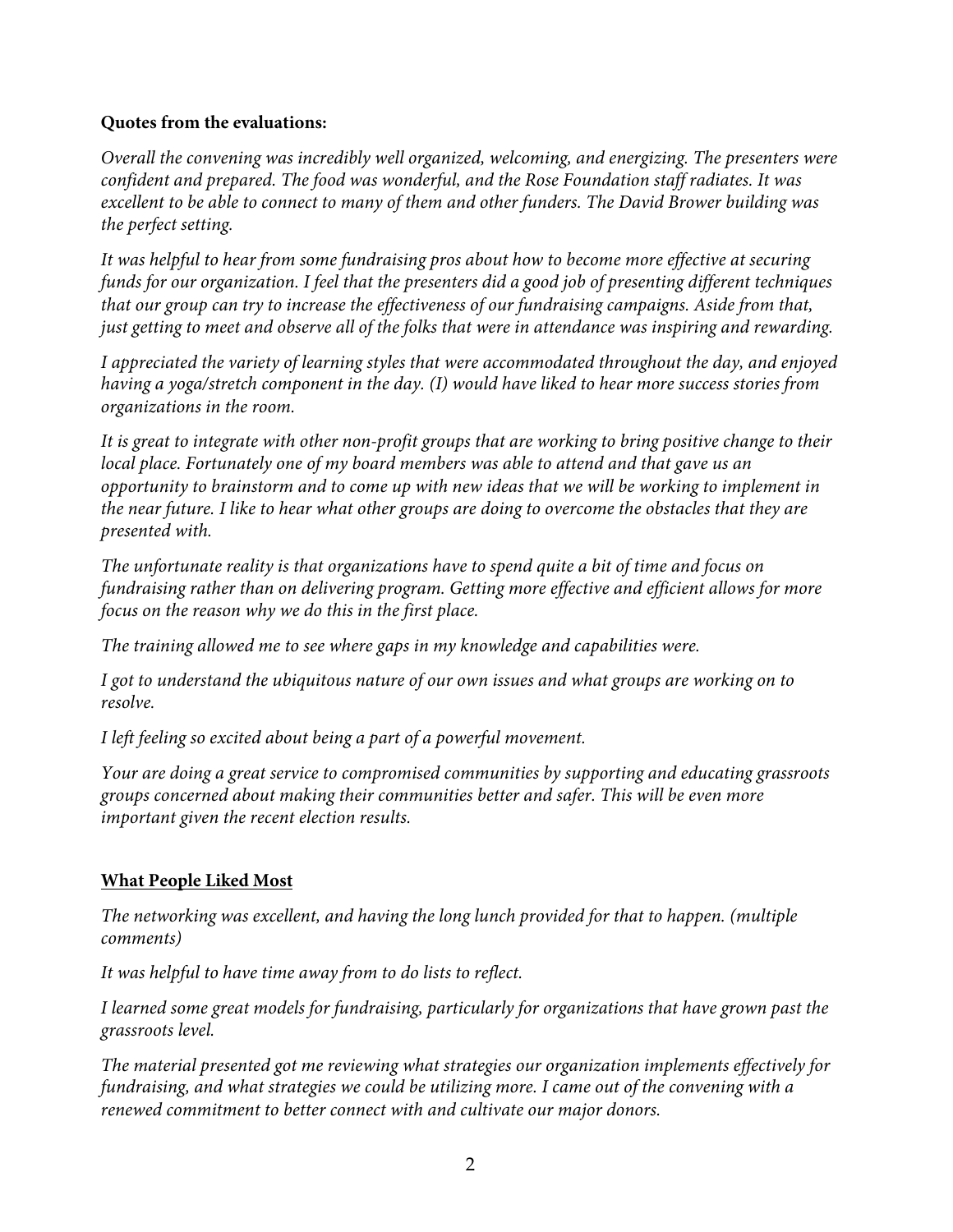**Quotes from the evaluations:**

*Overall the convening was incredibly well organized, welcoming, and energizing. The presenters were confident and prepared. The food was wonderful, and the Rose Foundation staff radiates. It was excellent to be able to connect to many of them and other funders. The David Brower building was the perfect setting.*

*It was helpful to hear from some fundraising pros about how to become more effective at securing funds for our organization. I feel that the presenters did a good job of presenting different techniques that our group can try to increase the effectiveness of our fundraising campaigns. Aside from that, just getting to meet and observe all of the folks that were in attendance was inspiring and rewarding.*

*I appreciated the variety of learning styles that were accommodated throughout the day, and enjoyed having a yoga/stretch component in the day. (I) would have liked to hear more success stories from organizations in the room.*

*It is great to integrate with other non-profit groups that are working to bring positive change to their local place. Fortunately one of my board members was able to attend and that gave us an opportunity to brainstorm and to come up with new ideas that we will be working to implement in the near future. I like to hear what other groups are doing to overcome the obstacles that they are presented with.*

*The unfortunate reality is that organizations have to spend quite a bit of time and focus on fundraising rather than on delivering program. Getting more effective and efficient allows for more focus on the reason why we do this in the first place.*

*The training allowed me to see where gaps in my knowledge and capabilities were.*

*I got to understand the ubiquitous nature of our own issues and what groups are working on to resolve.*

*I left feeling so excited about being a part of a powerful movement.*

*Your are doing a great service to compromised communities by supporting and educating grassroots groups concerned about making their communities better and safer. This will be even more important given the recent election results.*

**What People Liked Most**

*The networking was excellent, and having the long lunch provided for that to happen. (multiple comments)*

*It was helpful to have time away from to do lists to reflect.*

*I learned some great models for fundraising, particularly for organizations that have grown past the grassroots level.*

*The material presented got me reviewing what strategies our organization implements effectively for fundraising, and what strategies we could be utilizing more. I came out of the convening with a renewed commitment to better connect with and cultivate our major donors.*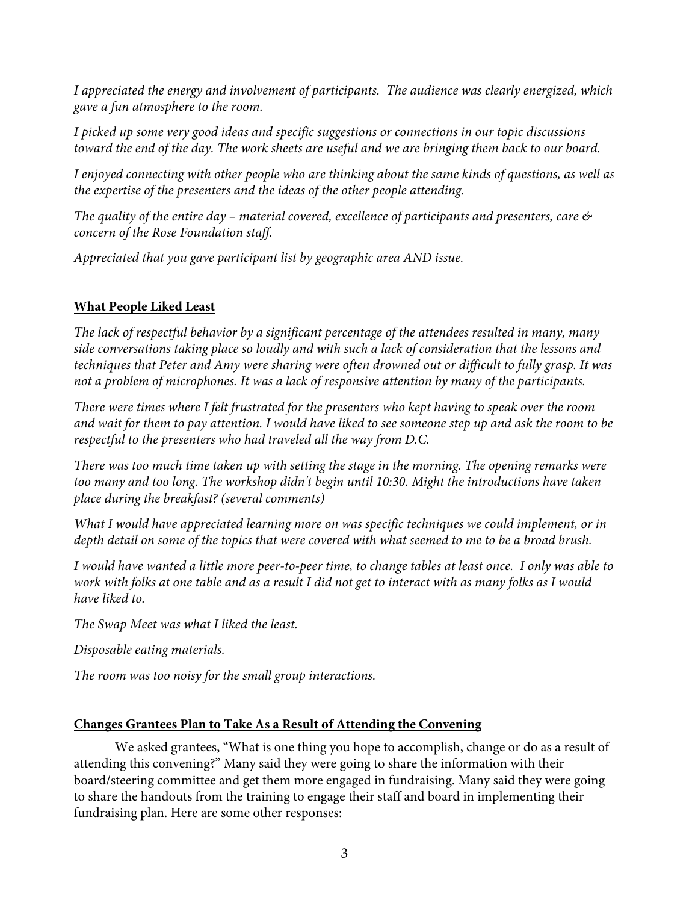*I appreciated the energy and involvement of participants. The audience was clearly energized, which gave a fun atmosphere to the room.*

*I picked up some very good ideas and specific suggestions or connections in our topic discussions toward the end of the day. The work sheets are useful and we are bringing them back to our board.*

*I enjoyed connecting with other people who are thinking about the same kinds of questions, as well as the expertise of the presenters and the ideas of the other people attending.*

*The quality of the entire day – material covered, excellence of participants and presenters, care & concern of the Rose Foundation staff.*

*Appreciated that you gave participant list by geographic area AND issue.*

**<u>What People Liked Least</u>**

*The lack of respectful behavior by a significant percentage of the attendees resulted in many, many side conversations taking place so loudly and with such a lack of consideration that the lessons and techniques that Peter and Amy were sharing were often drowned out or difficult to fully grasp. It was not a problem of microphones. It was a lack of responsive attention by many of the participants.*

*There were times where I felt frustrated for the presenters who kept having to speak over the room and wait for them to pay attention. I would have liked to see someone step up and ask the room to be respectful to the presenters who had traveled all the way from D.C.*

*There was too much time taken up with setting the stage in the morning. The opening remarks were too many and too long. The workshop didn't begin until 10:30. Might the introductions have taken place during the breakfast? (several comments)*

*What I would have appreciated learning more on was specific techniques we could implement, or in depth detail on some of the topics that were covered with what seemed to me to be a broad brush.*

*I would have wanted a little more peer-to-peer time, to change tables at least once. I only was able to work with folks at one table and as a result I did not get to interact with as many folks as I would have liked to.*

*The Swap Meet was what I liked the least.*

*Disposable eating materials.*

*The room was too noisy for the small group interactions.*

**<u>Changes Grantees Plan to Take As a Result of Attending the Convening</u>**

We asked grantees, "What is one thing you hope to accomplish, change or do as a result of attending this convening?" Many said they were going to share the information with their board/steering committee and get them more engaged in fundraising. Many said they were going to share the handouts from the training to engage their staff and board in implementing their fundraising plan. Here are some other responses: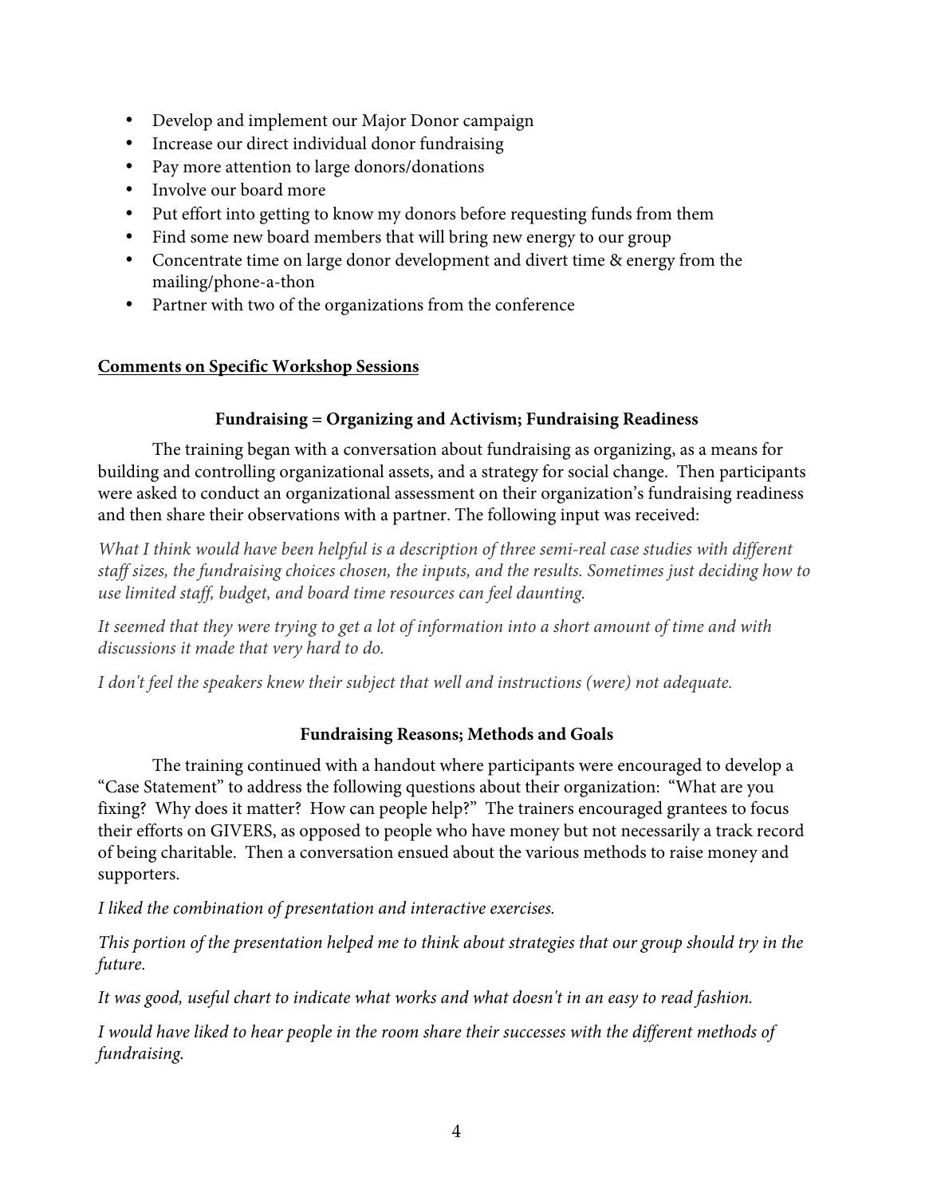- Develop and implement our Major Donor campaign
- Increase our direct individual donor fundraising
- Pay more attention to large donors/donations
- Involve our board more
- Put effort into getting to know my donors before requesting funds from them
- Find some new board members that will bring new energy to our group
- Concentrate time on large donor development and divert time & energy from the mailing/phone-a-thon
- Partner with two of the organizations from the conference

## **Comments on Specific Workshop Sessions**

### Fundraising = Organizing and Activism; Fundraising Readiness

The training began with a conversation about fundraising as organizing, as a means for building and controlling organizational assets, and a strategy for social change. Then participants were asked to conduct an organizational assessment on their organization's fundraising readiness and then share their observations with a partner. The following input was received:

*What I think would have been helpful is a description of three semi-real case studies with different staff sizes, the fundraising choices chosen, the inputs, and the results. Sometimes just deciding how to use limited staff, budget, and board time resources can feel daunting.*

*It seemed that they were trying to get a lot of information into a short amount of time and with discussions it made that very hard to do.*

*I don't feel the speakers knew their subject that well and instructions (were) not adequate.*

### Fundraising Reasons; Methods and Goals

The training continued with a handout where participants were encouraged to develop a "Case Statement" to address the following questions about their organization: "What are you fixing? Why does it matter? How can people help?" The trainers encouraged grantees to focus their efforts on GIVERS, as opposed to people who have money but not necessarily a track record of being charitable. Then a conversation ensued about the various methods to raise money and supporters.

*I liked the combination of presentation and interactive exercises.*

*This portion of the presentation helped me to think about strategies that our group should try in the future.*

*It was good, useful chart to indicate what works and what doesn't in an easy to read fashion.*

*I would have liked to hear people in the room share their successes with the different methods of fundraising.*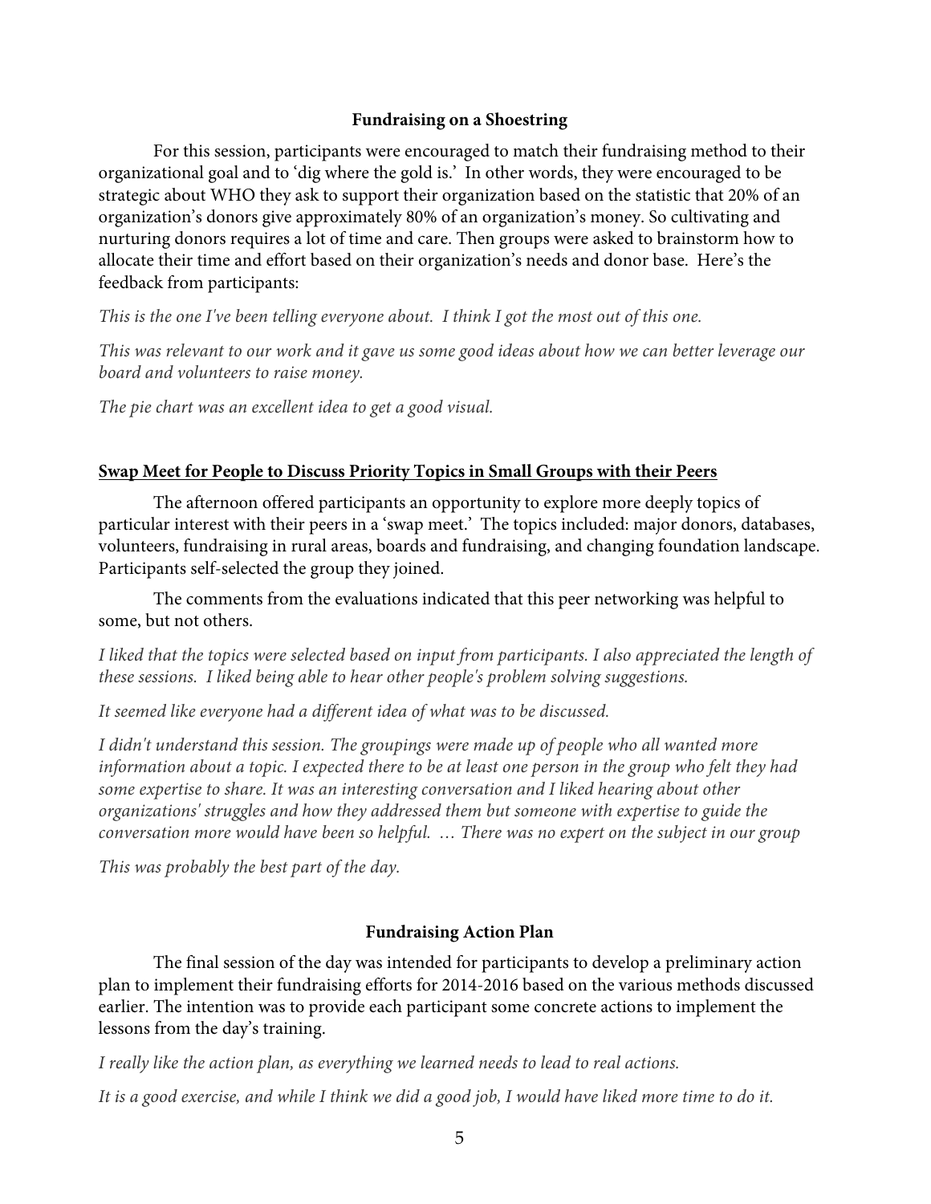### Fundraising on a Shoestring

For this session, participants were encouraged to match their fundraising method to their organizational goal and to 'dig where the gold is.' In other words, they were encouraged to be strategic about WHO they ask to support their organization based on the statistic that 20% of an organization's donors give approximately 80% of an organization's money. So cultivating and nurturing donors requires a lot of time and care. Then groups were asked to brainstorm how to allocate their time and effort based on their organization's needs and donor base. Here's the feedback from participants:

*This is the one I've been telling everyone about. I think I got the most out of this one.*

*This was relevant to our work and it gave us some good ideas about how we can better leverage our board and volunteers to raise money.*

*The pie chart was an excellent idea to get a good visual.*

### Swap Meet for People to Discuss Priority Topics in Small Groups with their Peers

The afternoon offered participants an opportunity to explore more deeply topics of particular interest with their peers in a 'swap meet.' The topics included: major donors, databases, volunteers, fundraising in rural areas, boards and fundraising, and changing foundation landscape. Participants self-selected the group they joined.

The comments from the evaluations indicated that this peer networking was helpful to some, but not others.

*I liked that the topics were selected based on input from participants. I also appreciated the length of these sessions. I liked being able to hear other people's problem solving suggestions.*

*It seemed like everyone had a different idea of what was to be discussed.*

*I didn't understand this session. The groupings were made up of people who all wanted more information about a topic. I expected there to be at least one person in the group who felt they had some expertise to share. It was an interesting conversation and I liked hearing about other organizations' struggles and how they addressed them but someone with expertise to guide the conversation more would have been so helpful. … There was no expert on the subject in our group*

*This was probably the best part of the day.*

### Fundraising Action Plan

The final session of the day was intended for participants to develop a preliminary action plan to implement their fundraising efforts for 2014-2016 based on the various methods discussed earlier. The intention was to provide each participant some concrete actions to implement the lessons from the day's training.

*I really like the action plan, as everything we learned needs to lead to real actions.*

*It is a good exercise, and while I think we did a good job, I would have liked more time to do it.*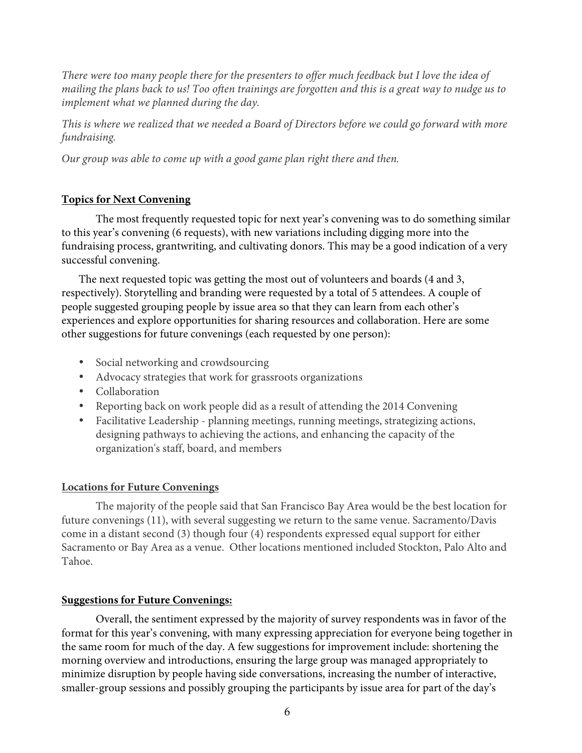*There were too many people there for the presenters to offer much feedback but I love the idea of mailing the plans back to us! Too often trainings are forgotten and this is a great way to nudge us to implement what we planned during the day.*

*This is where we realized that we needed a Board of Directors before we could go forward with more fundraising.*

*Our group was able to come up with a good game plan right there and then.*

## Topics for Next Convening

The most frequently requested topic for next year's convening was to do something similar to this year's convening (6 requests), with new variations including digging more into the fundraising process, grantwriting, and cultivating donors. This may be a good indication of a very successful convening.

The next requested topic was getting the most out of volunteers and boards (4 and 3, respectively). Storytelling and branding were requested by a total of 5 attendees. A couple of people suggested grouping people by issue area so that they can learn from each other's experiences and explore opportunities for sharing resources and collaboration. Here are some other suggestions for future convenings (each requested by one person):

- Social networking and crowdsourcing
- Advocacy strategies that work for grassroots organizations
- Collaboration
- Reporting back on work people did as a result of attending the 2014 Convening
- Facilitative Leadership - planning meetings, running meetings, strategizing actions, designing pathways to achieving the actions, and enhancing the capacity of the organization's staff, board, and members

## Locations for Future Convenings

The majority of the people said that San Francisco Bay Area would be the best location for future convenings (11), with several suggesting we return to the same venue. Sacramento/Davis come in a distant second (3) though four (4) respondents expressed equal support for either Sacramento or Bay Area as a venue. Other locations mentioned included Stockton, Palo Alto and Tahoe.

## Suggestions for Future Convenings:

Overall, the sentiment expressed by the majority of survey respondents was in favor of the format for this year's convening, with many expressing appreciation for everyone being together in the same room for much of the day. A few suggestions for improvement include: shortening the morning overview and introductions, ensuring the large group was managed appropriately to minimize disruption by people having side conversations, increasing the number of interactive, smaller-group sessions and possibly grouping the participants by issue area for part of the day's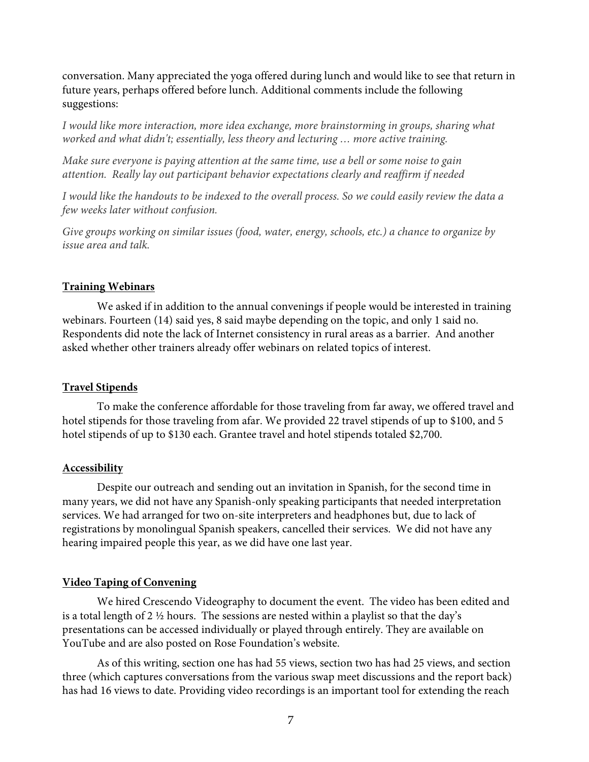conversation. Many appreciated the yoga offered during lunch and would like to see that return in future years, perhaps offered before lunch. Additional comments include the following suggestions:

*I would like more interaction, more idea exchange, more brainstorming in groups, sharing what worked and what didn't; essentially, less theory and lecturing … more active training.*

*Make sure everyone is paying attention at the same time, use a bell or some noise to gain attention. Really lay out participant behavior expectations clearly and reaffirm if needed*

*I would like the handouts to be indexed to the overall process. So we could easily review the data a few weeks later without confusion.*

*Give groups working on similar issues (food, water, energy, schools, etc.) a chance to organize by issue area and talk.*

## **Training Webinars**

We asked if in addition to the annual convenings if people would be interested in training webinars. Fourteen (14) said yes, 8 said maybe depending on the topic, and only 1 said no. Respondents did note the lack of Internet consistency in rural areas as a barrier. And another asked whether other trainers already offer webinars on related topics of interest.

## **Travel Stipends**

To make the conference affordable for those traveling from far away, we offered travel and hotel stipends for those traveling from afar. We provided 22 travel stipends of up to $100, and 5 hotel stipends of up to $130 each. Grantee travel and hotel stipends totaled $2,700.

## **Accessibility**

Despite our outreach and sending out an invitation in Spanish, for the second time in many years, we did not have any Spanish-only speaking participants that needed interpretation services. We had arranged for two on-site interpreters and headphones but, due to lack of registrations by monolingual Spanish speakers, cancelled their services. We did not have any hearing impaired people this year, as we did have one last year.

## **Video Taping of Convening**

We hired Crescendo Videography to document the event. The video has been edited and is a total length of 2 ½ hours. The sessions are nested within a playlist so that the day's presentations can be accessed individually or played through entirely. They are available on YouTube and are also posted on Rose Foundation's website.

As of this writing, section one has had 55 views, section two has had 25 views, and section three (which captures conversations from the various swap meet discussions and the report back) has had 16 views to date. Providing video recordings is an important tool for extending the reach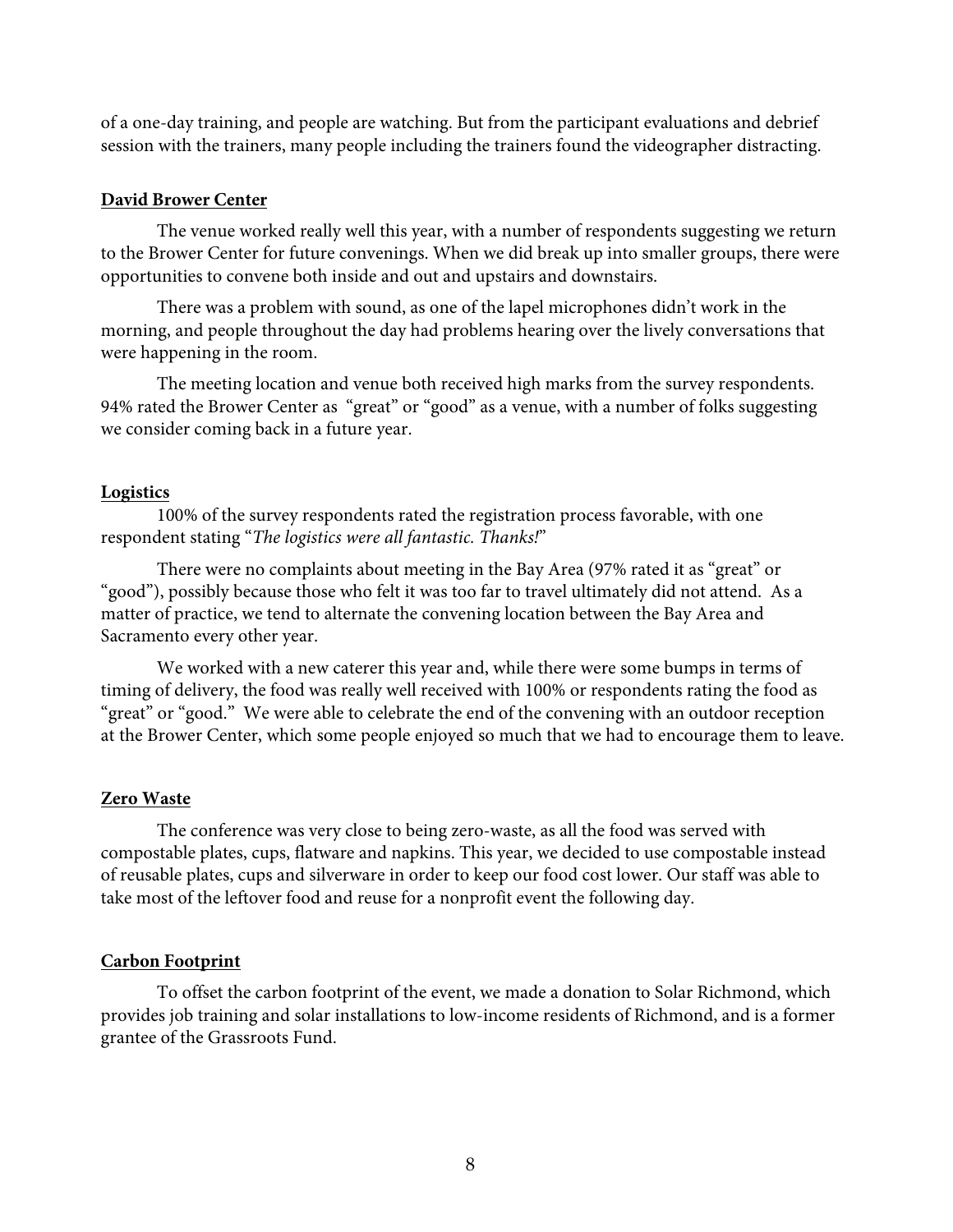of a one-day training, and people are watching. But from the participant evaluations and debrief session with the trainers, many people including the trainers found the videographer distracting.

**David Brower Center**

The venue worked really well this year, with a number of respondents suggesting we return to the Brower Center for future convenings. When we did break up into smaller groups, there were opportunities to convene both inside and out and upstairs and downstairs.

There was a problem with sound, as one of the lapel microphones didn't work in the morning, and people throughout the day had problems hearing over the lively conversations that were happening in the room.

The meeting location and venue both received high marks from the survey respondents. 94% rated the Brower Center as "great" or "good" as a venue, with a number of folks suggesting we consider coming back in a future year.

**Logistics**

100% of the survey respondents rated the registration process favorable, with one respondent stating "*The logistics were all fantastic. Thanks!*"

There were no complaints about meeting in the Bay Area (97% rated it as "great" or "good"), possibly because those who felt it was too far to travel ultimately did not attend. As a matter of practice, we tend to alternate the convening location between the Bay Area and Sacramento every other year.

We worked with a new caterer this year and, while there were some bumps in terms of timing of delivery, the food was really well received with 100% or respondents rating the food as "great" or "good." We were able to celebrate the end of the convening with an outdoor reception at the Brower Center, which some people enjoyed so much that we had to encourage them to leave.

**Zero Waste**

The conference was very close to being zero-waste, as all the food was served with compostable plates, cups, flatware and napkins. This year, we decided to use compostable instead of reusable plates, cups and silverware in order to keep our food cost lower. Our staff was able to take most of the leftover food and reuse for a nonprofit event the following day.

**Carbon Footprint**

To offset the carbon footprint of the event, we made a donation to Solar Richmond, which provides job training and solar installations to low-income residents of Richmond, and is a former grantee of the Grassroots Fund.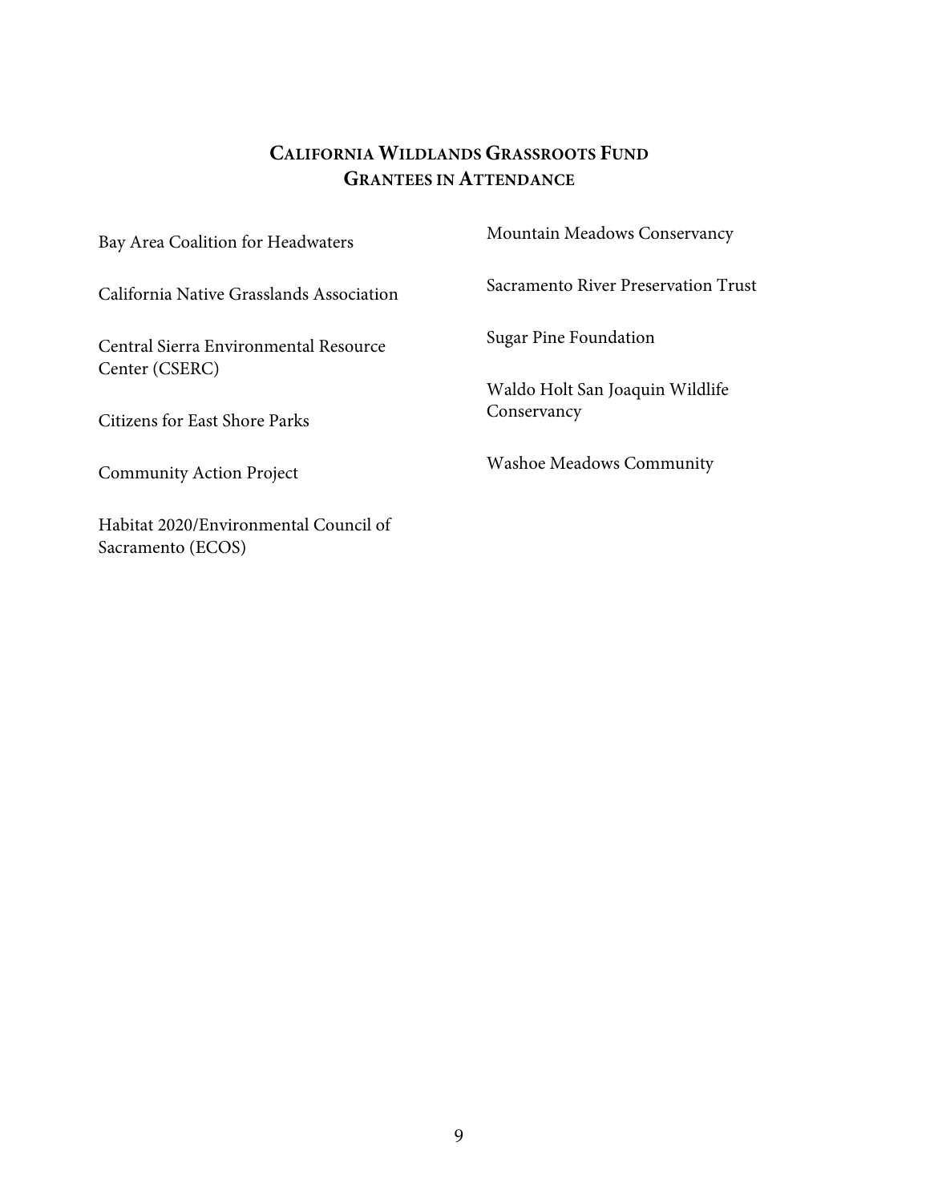## California Wildlands Grassroots Fund
## Grantees in Attendance

Bay Area Coalition for Headwaters

California Native Grasslands Association

Central Sierra Environmental Resource Center (CSERC)

Citizens for East Shore Parks

Community Action Project

Habitat 2020/Environmental Council of Sacramento (ECOS)

Mountain Meadows Conservancy

Sacramento River Preservation Trust

Sugar Pine Foundation

Waldo Holt San Joaquin Wildlife Conservancy

Washoe Meadows Community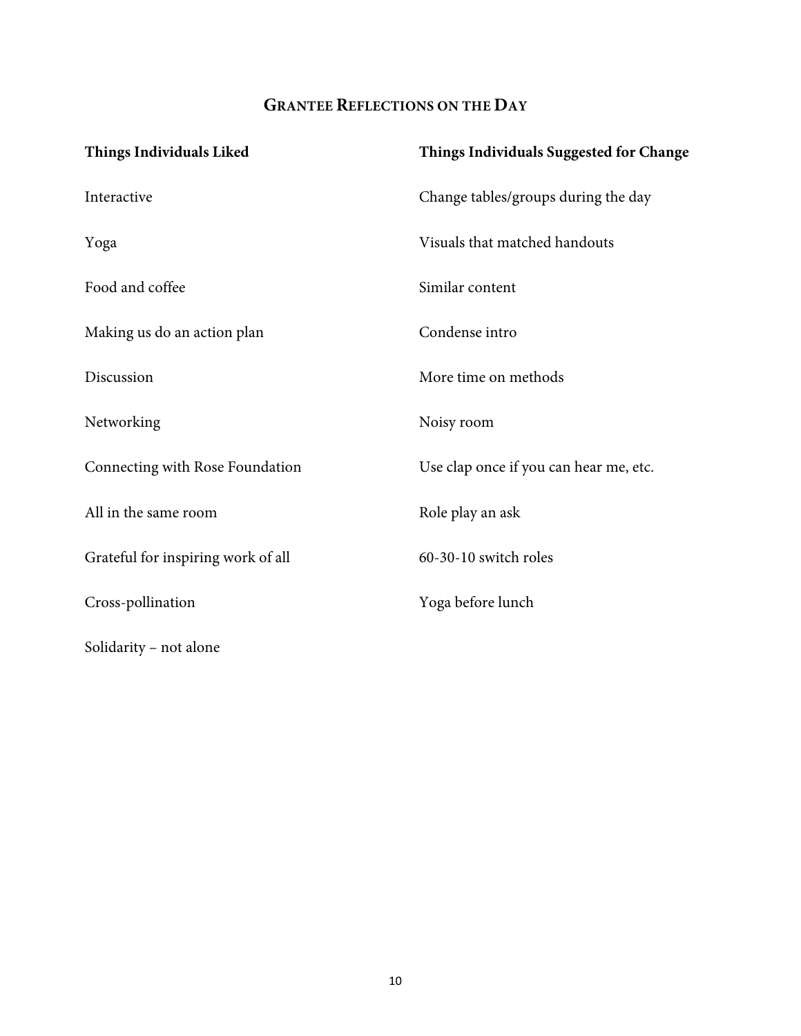## Grantee Reflections on the Day

| Things Individuals Liked | Things Individuals Suggested for Change |
|---|---|
| Interactive | Change tables/groups during the day |
| Yoga | Visuals that matched handouts |
| Food and coffee | Similar content |
| Making us do an action plan | Condense intro |
| Discussion | More time on methods |
| Networking | Noisy room |
| Connecting with Rose Foundation | Use clap once if you can hear me, etc. |
| All in the same room | Role play an ask |
| Grateful for inspiring work of all | 60-30-10 switch roles |
| Cross-pollination | Yoga before lunch |
| Solidarity – not alone | |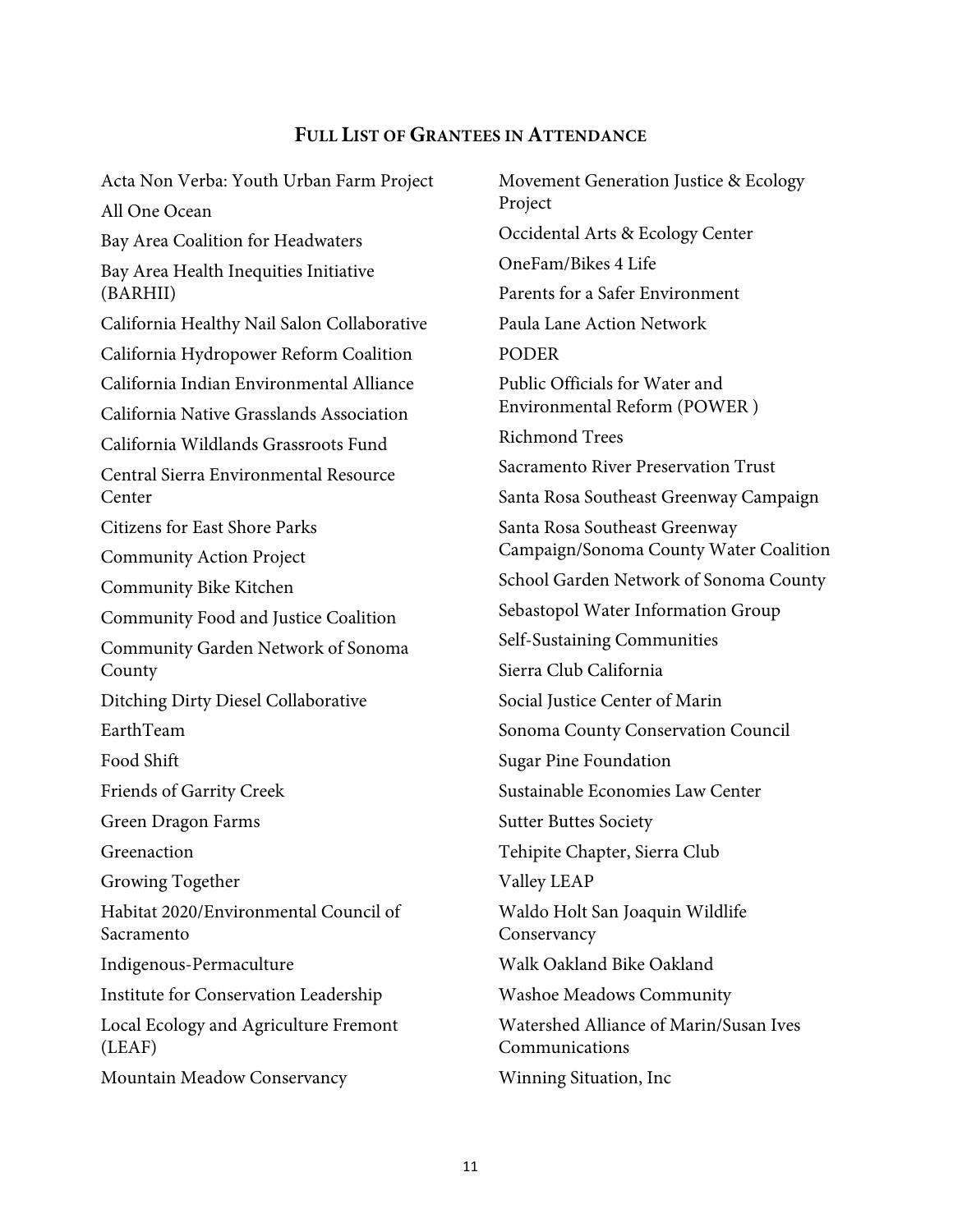## Full List of Grantees in Attendance

Acta Non Verba: Youth Urban Farm Project

All One Ocean

Bay Area Coalition for Headwaters

Bay Area Health Inequities Initiative (BARHII)

California Healthy Nail Salon Collaborative

California Hydropower Reform Coalition

California Indian Environmental Alliance

California Native Grasslands Association

California Wildlands Grassroots Fund

Central Sierra Environmental Resource Center

Citizens for East Shore Parks

Community Action Project

Community Bike Kitchen

Community Food and Justice Coalition

Community Garden Network of Sonoma County

Ditching Dirty Diesel Collaborative

EarthTeam

Food Shift

Friends of Garrity Creek

Green Dragon Farms

Greenaction

Growing Together

Habitat 2020/Environmental Council of Sacramento

Indigenous-Permaculture

Institute for Conservation Leadership

Local Ecology and Agriculture Fremont (LEAF)

Mountain Meadow Conservancy

Movement Generation Justice & Ecology Project

Occidental Arts & Ecology Center

OneFam/Bikes 4 Life

Parents for a Safer Environment

Paula Lane Action Network

PODER

Public Officials for Water and Environmental Reform (POWER )

Richmond Trees

Sacramento River Preservation Trust

Santa Rosa Southeast Greenway Campaign

Santa Rosa Southeast Greenway Campaign/Sonoma County Water Coalition

School Garden Network of Sonoma County

Sebastopol Water Information Group

Self-Sustaining Communities

Sierra Club California

Social Justice Center of Marin

Sonoma County Conservation Council

Sugar Pine Foundation

Sustainable Economies Law Center

Sutter Buttes Society

Tehipite Chapter, Sierra Club

Valley LEAP

Waldo Holt San Joaquin Wildlife Conservancy

Walk Oakland Bike Oakland

Washoe Meadows Community

Watershed Alliance of Marin/Susan Ives Communications

Winning Situation, Inc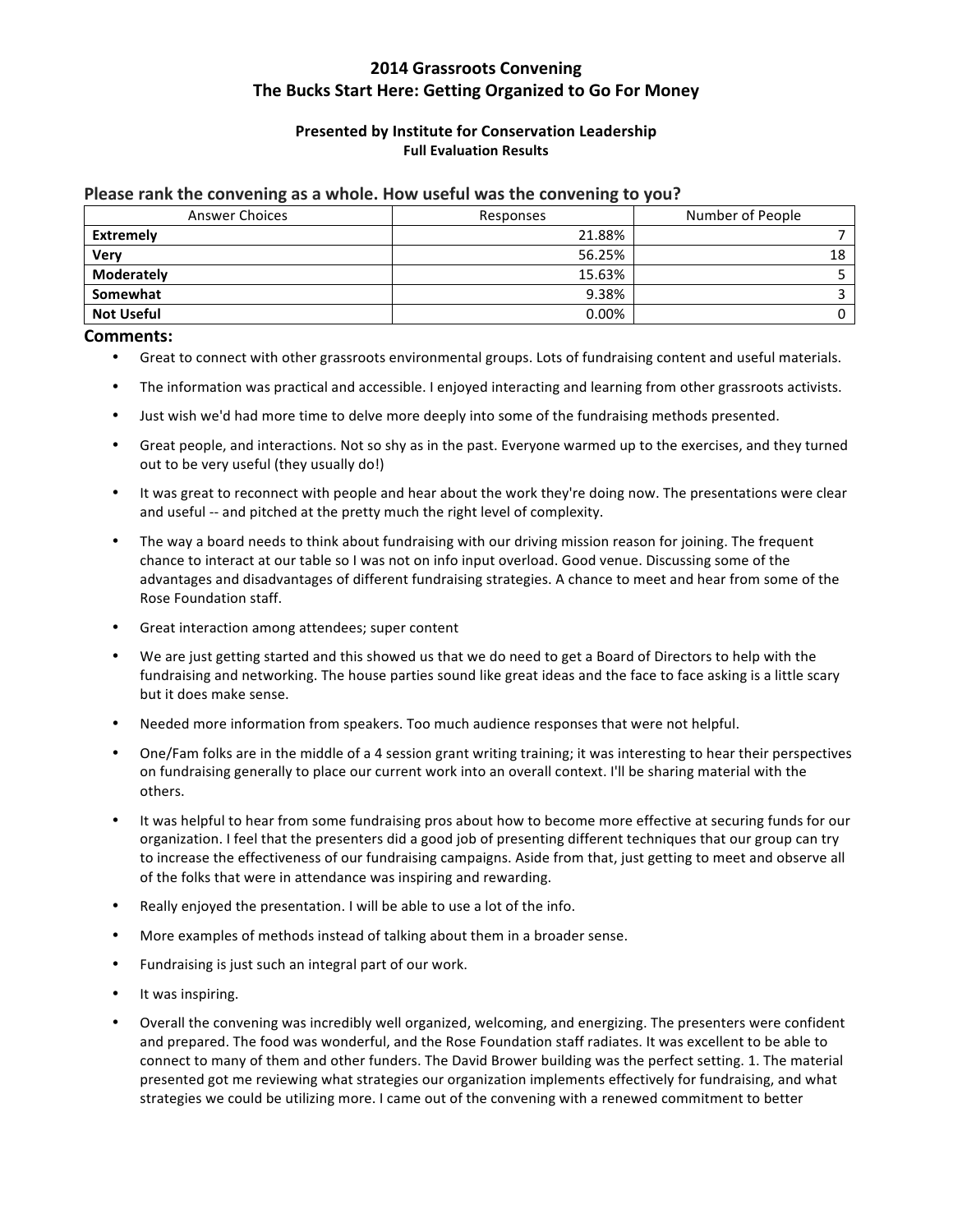# 2014 Grassroots Convening
# The Bucks Start Here: Getting Organized to Go For Money

**Presented by Institute for Conservation Leadership**
**Full Evaluation Results**

## Please rank the convening as a whole. How useful was the convening to you?

| Answer Choices | Responses | Number of People |
|---|---|---|
| **Extremely** | 21.88% | 7 |
| **Very** | 56.25% | 18 |
| **Moderately** | 15.63% | 5 |
| **Somewhat** | 9.38% | 3 |
| **Not Useful** | 0.00% | 0 |

## Comments:

- Great to connect with other grassroots environmental groups. Lots of fundraising content and useful materials.
- The information was practical and accessible. I enjoyed interacting and learning from other grassroots activists.
- Just wish we'd had more time to delve more deeply into some of the fundraising methods presented.
- Great people, and interactions. Not so shy as in the past. Everyone warmed up to the exercises, and they turned out to be very useful (they usually do!)
- It was great to reconnect with people and hear about the work they're doing now. The presentations were clear and useful -- and pitched at the pretty much the right level of complexity.
- The way a board needs to think about fundraising with our driving mission reason for joining. The frequent chance to interact at our table so I was not on info input overload. Good venue. Discussing some of the advantages and disadvantages of different fundraising strategies. A chance to meet and hear from some of the Rose Foundation staff.
- Great interaction among attendees; super content
- We are just getting started and this showed us that we do need to get a Board of Directors to help with the fundraising and networking. The house parties sound like great ideas and the face to face asking is a little scary but it does make sense.
- Needed more information from speakers. Too much audience responses that were not helpful.
- One/Fam folks are in the middle of a 4 session grant writing training; it was interesting to hear their perspectives on fundraising generally to place our current work into an overall context. I'll be sharing material with the others.
- It was helpful to hear from some fundraising pros about how to become more effective at securing funds for our organization. I feel that the presenters did a good job of presenting different techniques that our group can try to increase the effectiveness of our fundraising campaigns. Aside from that, just getting to meet and observe all of the folks that were in attendance was inspiring and rewarding.
- Really enjoyed the presentation. I will be able to use a lot of the info.
- More examples of methods instead of talking about them in a broader sense.
- Fundraising is just such an integral part of our work.
- It was inspiring.
- Overall the convening was incredibly well organized, welcoming, and energizing. The presenters were confident and prepared. The food was wonderful, and the Rose Foundation staff radiates. It was excellent to be able to connect to many of them and other funders. The David Brower building was the perfect setting. 1. The material presented got me reviewing what strategies our organization implements effectively for fundraising, and what strategies we could be utilizing more. I came out of the convening with a renewed commitment to better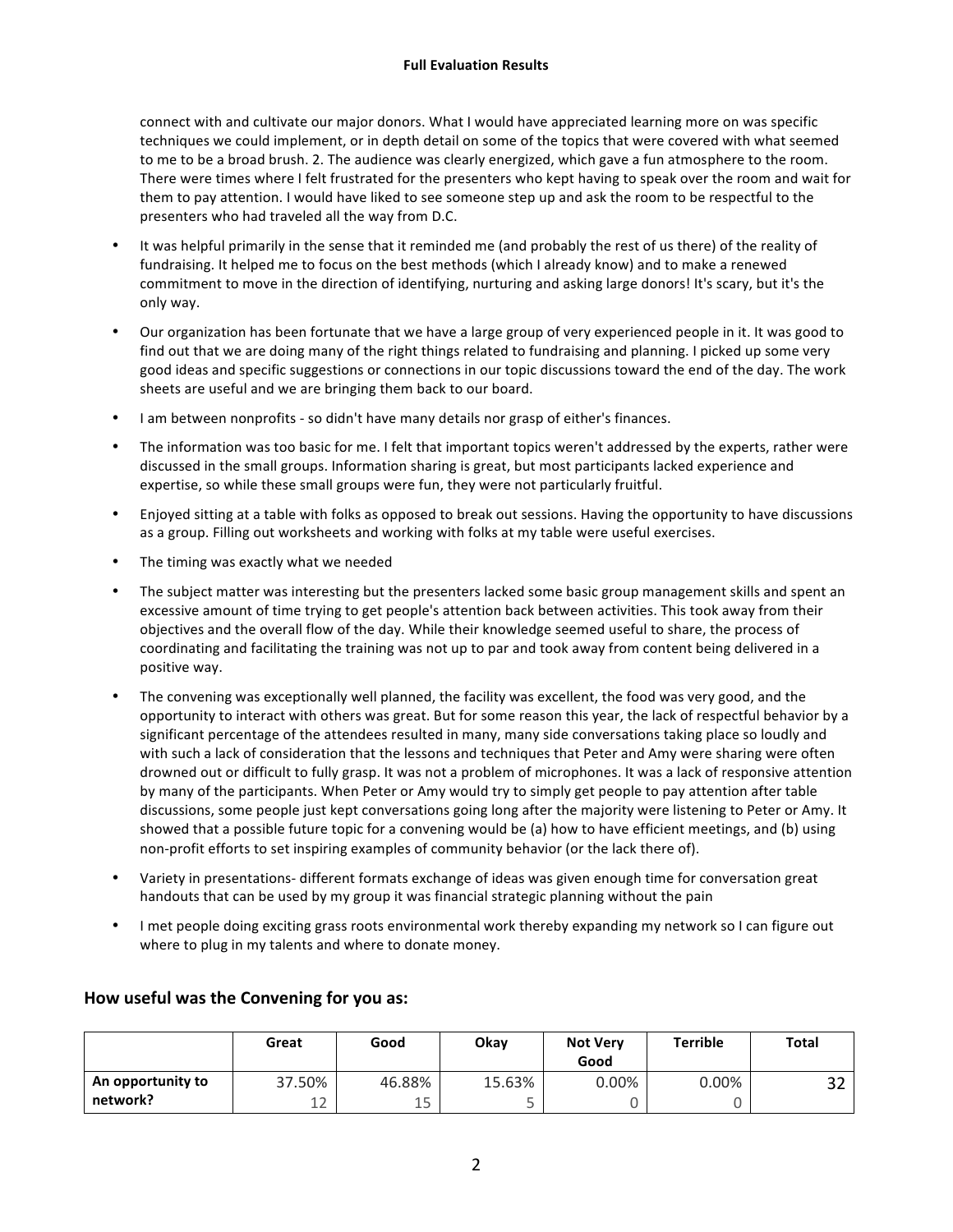connect with and cultivate our major donors. What I would have appreciated learning more on was specific techniques we could implement, or in depth detail on some of the topics that were covered with what seemed to me to be a broad brush. 2. The audience was clearly energized, which gave a fun atmosphere to the room. There were times where I felt frustrated for the presenters who kept having to speak over the room and wait for them to pay attention. I would have liked to see someone step up and ask the room to be respectful to the presenters who had traveled all the way from D.C.

- It was helpful primarily in the sense that it reminded me (and probably the rest of us there) of the reality of fundraising. It helped me to focus on the best methods (which I already know) and to make a renewed commitment to move in the direction of identifying, nurturing and asking large donors! It's scary, but it's the only way.
- Our organization has been fortunate that we have a large group of very experienced people in it. It was good to find out that we are doing many of the right things related to fundraising and planning. I picked up some very good ideas and specific suggestions or connections in our topic discussions toward the end of the day. The work sheets are useful and we are bringing them back to our board.
- I am between nonprofits - so didn't have many details nor grasp of either's finances.
- The information was too basic for me. I felt that important topics weren't addressed by the experts, rather were discussed in the small groups. Information sharing is great, but most participants lacked experience and expertise, so while these small groups were fun, they were not particularly fruitful.
- Enjoyed sitting at a table with folks as opposed to break out sessions. Having the opportunity to have discussions as a group. Filling out worksheets and working with folks at my table were useful exercises.
- The timing was exactly what we needed
- The subject matter was interesting but the presenters lacked some basic group management skills and spent an excessive amount of time trying to get people's attention back between activities. This took away from their objectives and the overall flow of the day. While their knowledge seemed useful to share, the process of coordinating and facilitating the training was not up to par and took away from content being delivered in a positive way.
- The convening was exceptionally well planned, the facility was excellent, the food was very good, and the opportunity to interact with others was great. But for some reason this year, the lack of respectful behavior by a significant percentage of the attendees resulted in many, many side conversations taking place so loudly and with such a lack of consideration that the lessons and techniques that Peter and Amy were sharing were often drowned out or difficult to fully grasp. It was not a problem of microphones. It was a lack of responsive attention by many of the participants. When Peter or Amy would try to simply get people to pay attention after table discussions, some people just kept conversations going long after the majority were listening to Peter or Amy. It showed that a possible future topic for a convening would be (a) how to have efficient meetings, and (b) using non-profit efforts to set inspiring examples of community behavior (or the lack there of).
- Variety in presentations- different formats exchange of ideas was given enough time for conversation great handouts that can be used by my group it was financial strategic planning without the pain
- I met people doing exciting grass roots environmental work thereby expanding my network so I can figure out where to plug in my talents and where to donate money.

## How useful was the Convening for you as:

| | Great | Good | Okay | Not Very Good | Terrible | Total |
|---|---|---|---|---|---|---|
| An opportunity to network? | 37.50%<br>12 | 46.88%<br>15 | 15.63%<br>5 | 0.00%<br>0 | 0.00%<br>0 | 32 |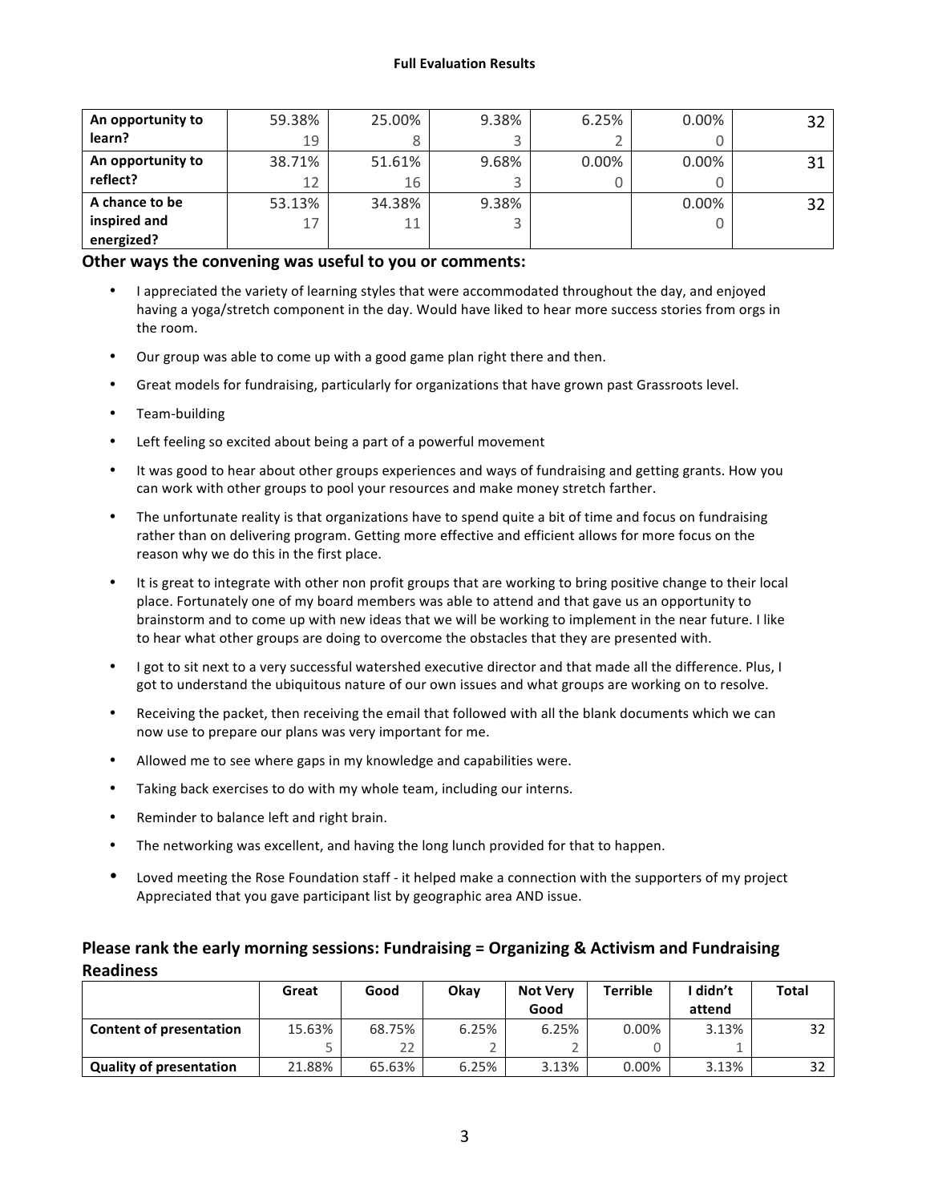**Full Evaluation Results**

| | | | | | | |
|---|---|---|---|---|---|---|
| **An opportunity to learn?** | 59.38%<br>19 | 25.00%<br>8 | 9.38%<br>3 | 6.25%<br>2 | 0.00%<br>0 | 32 |
| **An opportunity to reflect?** | 38.71%<br>12 | 51.61%<br>16 | 9.68%<br>3 | 0.00%<br>0 | 0.00%<br>0 | 31 |
| **A chance to be inspired and energized?** | 53.13%<br>17 | 34.38%<br>11 | 9.38%<br>3 | | 0.00%<br>0 | 32 |

## Other ways the convening was useful to you or comments:

- I appreciated the variety of learning styles that were accommodated throughout the day, and enjoyed having a yoga/stretch component in the day. Would have liked to hear more success stories from orgs in the room.
- Our group was able to come up with a good game plan right there and then.
- Great models for fundraising, particularly for organizations that have grown past Grassroots level.
- Team-building
- Left feeling so excited about being a part of a powerful movement
- It was good to hear about other groups experiences and ways of fundraising and getting grants. How you can work with other groups to pool your resources and make money stretch farther.
- The unfortunate reality is that organizations have to spend quite a bit of time and focus on fundraising rather than on delivering program. Getting more effective and efficient allows for more focus on the reason why we do this in the first place.
- It is great to integrate with other non profit groups that are working to bring positive change to their local place. Fortunately one of my board members was able to attend and that gave us an opportunity to brainstorm and to come up with new ideas that we will be working to implement in the near future. I like to hear what other groups are doing to overcome the obstacles that they are presented with.
- I got to sit next to a very successful watershed executive director and that made all the difference. Plus, I got to understand the ubiquitous nature of our own issues and what groups are working on to resolve.
- Receiving the packet, then receiving the email that followed with all the blank documents which we can now use to prepare our plans was very important for me.
- Allowed me to see where gaps in my knowledge and capabilities were.
- Taking back exercises to do with my whole team, including our interns.
- Reminder to balance left and right brain.
- The networking was excellent, and having the long lunch provided for that to happen.
- Loved meeting the Rose Foundation staff - it helped make a connection with the supporters of my project Appreciated that you gave participant list by geographic area AND issue.

## Please rank the early morning sessions: Fundraising = Organizing & Activism and Fundraising Readiness

| | Great | Good | Okay | Not Very Good | Terrible | I didn't attend | Total |
|---|---|---|---|---|---|---|---|
| **Content of presentation** | 15.63%<br>5 | 68.75%<br>22 | 6.25%<br>2 | 6.25%<br>2 | 0.00%<br>0 | 3.13%<br>1 | 32 |
| **Quality of presentation** | 21.88% | 65.63% | 6.25% | 3.13% | 0.00% | 3.13% | 32 |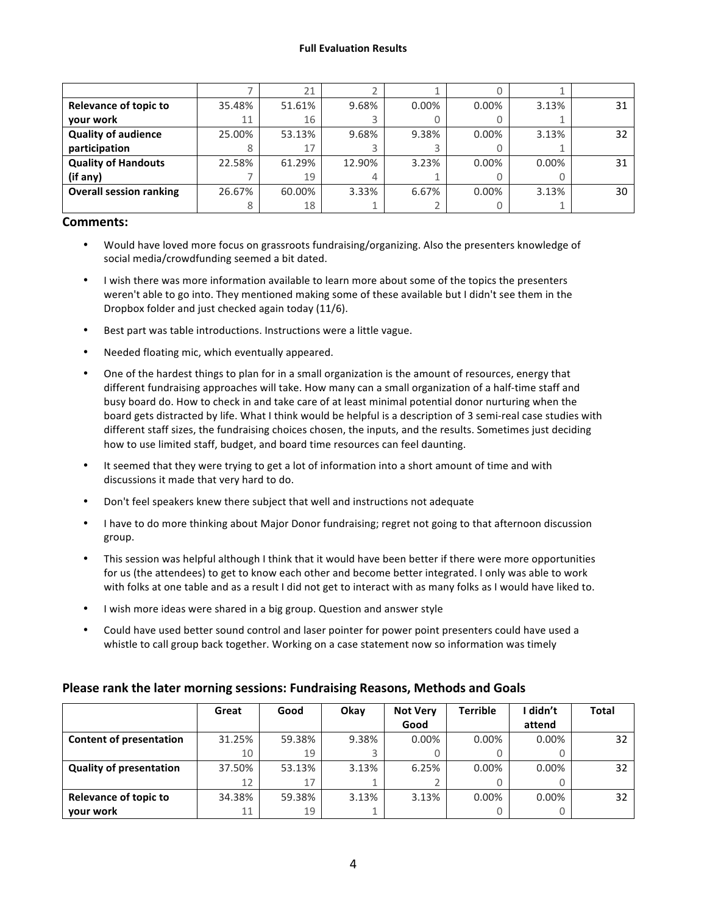**Full Evaluation Results**

| | | | | | | | |
|---|---|---|---|---|---|---|---|
| | 7 | 21 | 2 | 1 | 0 | 1 | |
| **Relevance of topic to your work** | 35.48%<br>11 | 51.61%<br>16 | 9.68%<br>3 | 0.00%<br>0 | 0.00%<br>0 | 3.13%<br>1 | 31 |
| **Quality of audience participation** | 25.00%<br>8 | 53.13%<br>17 | 9.68%<br>3 | 9.38%<br>3 | 0.00%<br>0 | 3.13%<br>1 | 32 |
| **Quality of Handouts (if any)** | 22.58%<br>7 | 61.29%<br>19 | 12.90%<br>4 | 3.23%<br>1 | 0.00%<br>0 | 0.00%<br>0 | 31 |
| **Overall session ranking** | 26.67%<br>8 | 60.00%<br>18 | 3.33%<br>1 | 6.67%<br>2 | 0.00%<br>0 | 3.13%<br>1 | 30 |

## Comments:

- Would have loved more focus on grassroots fundraising/organizing. Also the presenters knowledge of social media/crowdfunding seemed a bit dated.
- I wish there was more information available to learn more about some of the topics the presenters weren't able to go into. They mentioned making some of these available but I didn't see them in the Dropbox folder and just checked again today (11/6).
- Best part was table introductions. Instructions were a little vague.
- Needed floating mic, which eventually appeared.
- One of the hardest things to plan for in a small organization is the amount of resources, energy that different fundraising approaches will take. How many can a small organization of a half-time staff and busy board do. How to check in and take care of at least minimal potential donor nurturing when the board gets distracted by life. What I think would be helpful is a description of 3 semi-real case studies with different staff sizes, the fundraising choices chosen, the inputs, and the results. Sometimes just deciding how to use limited staff, budget, and board time resources can feel daunting.
- It seemed that they were trying to get a lot of information into a short amount of time and with discussions it made that very hard to do.
- Don't feel speakers knew there subject that well and instructions not adequate
- I have to do more thinking about Major Donor fundraising; regret not going to that afternoon discussion group.
- This session was helpful although I think that it would have been better if there were more opportunities for us (the attendees) to get to know each other and become better integrated. I only was able to work with folks at one table and as a result I did not get to interact with as many folks as I would have liked to.
- I wish more ideas were shared in a big group. Question and answer style
- Could have used better sound control and laser pointer for power point presenters could have used a whistle to call group back together. Working on a case statement now so information was timely

## Please rank the later morning sessions: Fundraising Reasons, Methods and Goals

| | Great | Good | Okay | Not Very Good | Terrible | I didn't attend | Total |
|---|---|---|---|---|---|---|---|
| **Content of presentation** | 31.25%<br>10 | 59.38%<br>19 | 9.38%<br>3 | 0.00%<br>0 | 0.00%<br>0 | 0.00%<br>0 | 32 |
| **Quality of presentation** | 37.50%<br>12 | 53.13%<br>17 | 3.13%<br>1 | 6.25%<br>2 | 0.00%<br>0 | 0.00%<br>0 | 32 |
| **Relevance of topic to your work** | 34.38%<br>11 | 59.38%<br>19 | 3.13%<br>1 | 3.13% | 0.00%<br>0 | 0.00%<br>0 | 32 |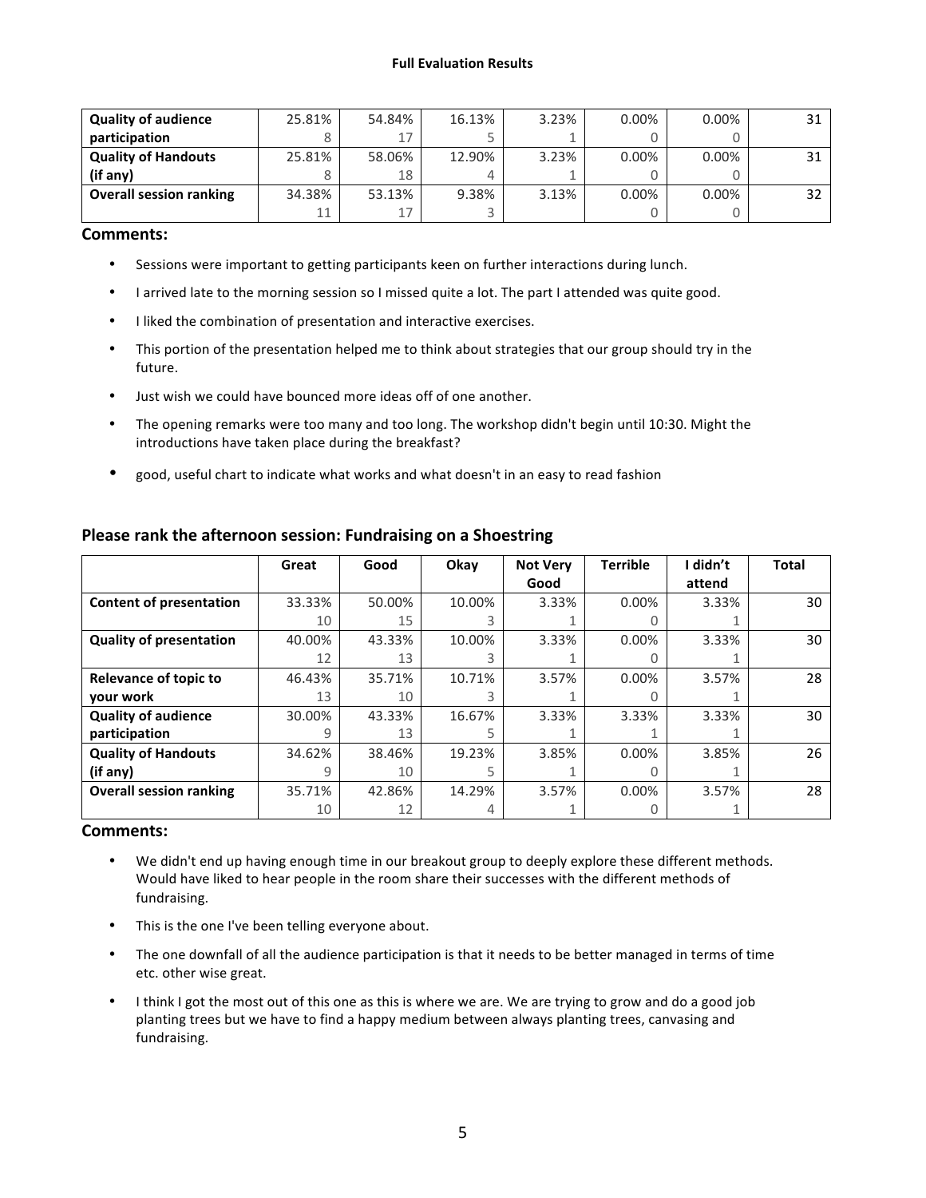| Quality of audience participation | 25.81% 8 | 54.84% 17 | 16.13% 5 | 3.23% 1 | 0.00% 0 | 0.00% 0 | 31 |
|---|---|---|---|---|---|---|---|
| **Quality of Handouts (if any)** | 25.81% 8 | 58.06% 18 | 12.90% 4 | 3.23% 1 | 0.00% 0 | 0.00% 0 | 31 |
| **Overall session ranking** | 34.38% 11 | 53.13% 17 | 9.38% 3 | 3.13% | 0.00% 0 | 0.00% 0 | 32 |

### Comments:

- Sessions were important to getting participants keen on further interactions during lunch.
- I arrived late to the morning session so I missed quite a lot. The part I attended was quite good.
- I liked the combination of presentation and interactive exercises.
- This portion of the presentation helped me to think about strategies that our group should try in the future.
- Just wish we could have bounced more ideas off of one another.
- The opening remarks were too many and too long. The workshop didn't begin until 10:30. Might the introductions have taken place during the breakfast?
- good, useful chart to indicate what works and what doesn't in an easy to read fashion

## Please rank the afternoon session: Fundraising on a Shoestring

| | Great | Good | Okay | Not Very Good | Terrible | I didn't attend | Total |
|---|---|---|---|---|---|---|---|
| **Content of presentation** | 33.33% 10 | 50.00% 15 | 10.00% 3 | 3.33% 1 | 0.00% 0 | 3.33% 1 | 30 |
| **Quality of presentation** | 40.00% 12 | 43.33% 13 | 10.00% 3 | 3.33% 1 | 0.00% 0 | 3.33% 1 | 30 |
| **Relevance of topic to your work** | 46.43% 13 | 35.71% 10 | 10.71% 3 | 3.57% 1 | 0.00% 0 | 3.57% 1 | 28 |
| **Quality of audience participation** | 30.00% 9 | 43.33% 13 | 16.67% 5 | 3.33% 1 | 3.33% 1 | 3.33% 1 | 30 |
| **Quality of Handouts (if any)** | 34.62% 9 | 38.46% 10 | 19.23% 5 | 3.85% 1 | 0.00% 0 | 3.85% 1 | 26 |
| **Overall session ranking** | 35.71% 10 | 42.86% 12 | 14.29% 4 | 3.57% 1 | 0.00% 0 | 3.57% 1 | 28 |

### Comments:

- We didn't end up having enough time in our breakout group to deeply explore these different methods. Would have liked to hear people in the room share their successes with the different methods of fundraising.
- This is the one I've been telling everyone about.
- The one downfall of all the audience participation is that it needs to be better managed in terms of time etc. other wise great.
- I think I got the most out of this one as this is where we are. We are trying to grow and do a good job planting trees but we have to find a happy medium between always planting trees, canvasing and fundraising.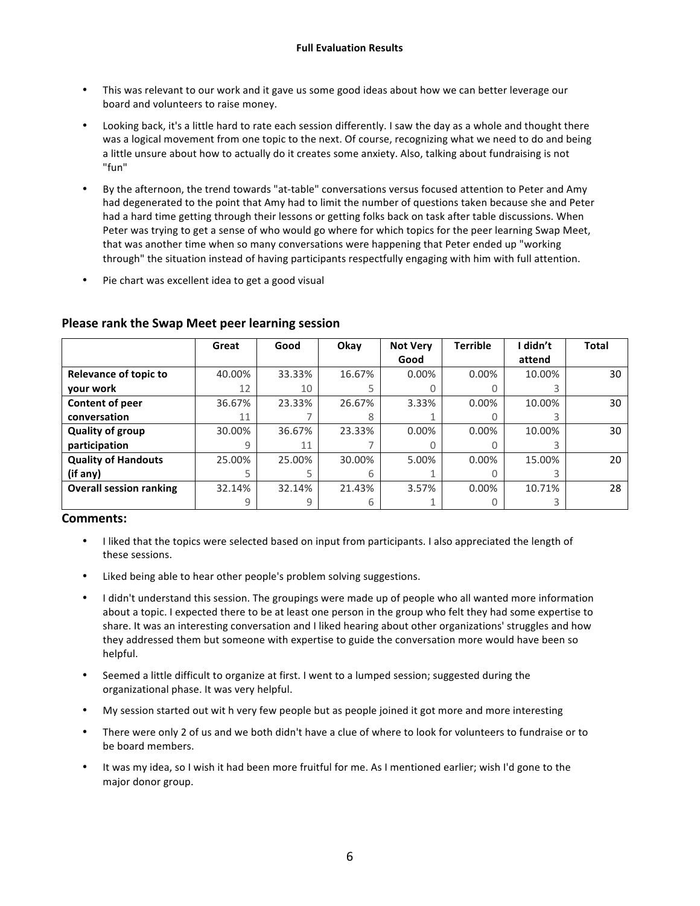- This was relevant to our work and it gave us some good ideas about how we can better leverage our board and volunteers to raise money.
- Looking back, it's a little hard to rate each session differently. I saw the day as a whole and thought there was a logical movement from one topic to the next. Of course, recognizing what we need to do and being a little unsure about how to actually do it creates some anxiety. Also, talking about fundraising is not "fun"
- By the afternoon, the trend towards "at-table" conversations versus focused attention to Peter and Amy had degenerated to the point that Amy had to limit the number of questions taken because she and Peter had a hard time getting through their lessons or getting folks back on task after table discussions. When Peter was trying to get a sense of who would go where for which topics for the peer learning Swap Meet, that was another time when so many conversations were happening that Peter ended up "working through" the situation instead of having participants respectfully engaging with him with full attention.
- Pie chart was excellent idea to get a good visual

## Please rank the Swap Meet peer learning session

| | Great | Good | Okay | Not Very Good | Terrible | I didn't attend | Total |
|---|---|---|---|---|---|---|---|
| **Relevance of topic to your work** | 40.00%<br>12 | 33.33%<br>10 | 16.67%<br>5 | 0.00%<br>0 | 0.00%<br>0 | 10.00%<br>3 | 30 |
| **Content of peer conversation** | 36.67%<br>11 | 23.33%<br>7 | 26.67%<br>8 | 3.33%<br>1 | 0.00%<br>0 | 10.00%<br>3 | 30 |
| **Quality of group participation** | 30.00%<br>9 | 36.67%<br>11 | 23.33%<br>7 | 0.00%<br>0 | 0.00%<br>0 | 10.00%<br>3 | 30 |
| **Quality of Handouts (if any)** | 25.00%<br>5 | 25.00%<br>5 | 30.00%<br>6 | 5.00%<br>1 | 0.00%<br>0 | 15.00%<br>3 | 20 |
| **Overall session ranking** | 32.14%<br>9 | 32.14%<br>9 | 21.43%<br>6 | 3.57%<br>1 | 0.00%<br>0 | 10.71%<br>3 | 28 |

## Comments:

- I liked that the topics were selected based on input from participants. I also appreciated the length of these sessions.
- Liked being able to hear other people's problem solving suggestions.
- I didn't understand this session. The groupings were made up of people who all wanted more information about a topic. I expected there to be at least one person in the group who felt they had some expertise to share. It was an interesting conversation and I liked hearing about other organizations' struggles and how they addressed them but someone with expertise to guide the conversation more would have been so helpful.
- Seemed a little difficult to organize at first. I went to a lumped session; suggested during the organizational phase. It was very helpful.
- My session started out wit h very few people but as people joined it got more and more interesting
- There were only 2 of us and we both didn't have a clue of where to look for volunteers to fundraise or to be board members.
- It was my idea, so I wish it had been more fruitful for me. As I mentioned earlier; wish I'd gone to the major donor group.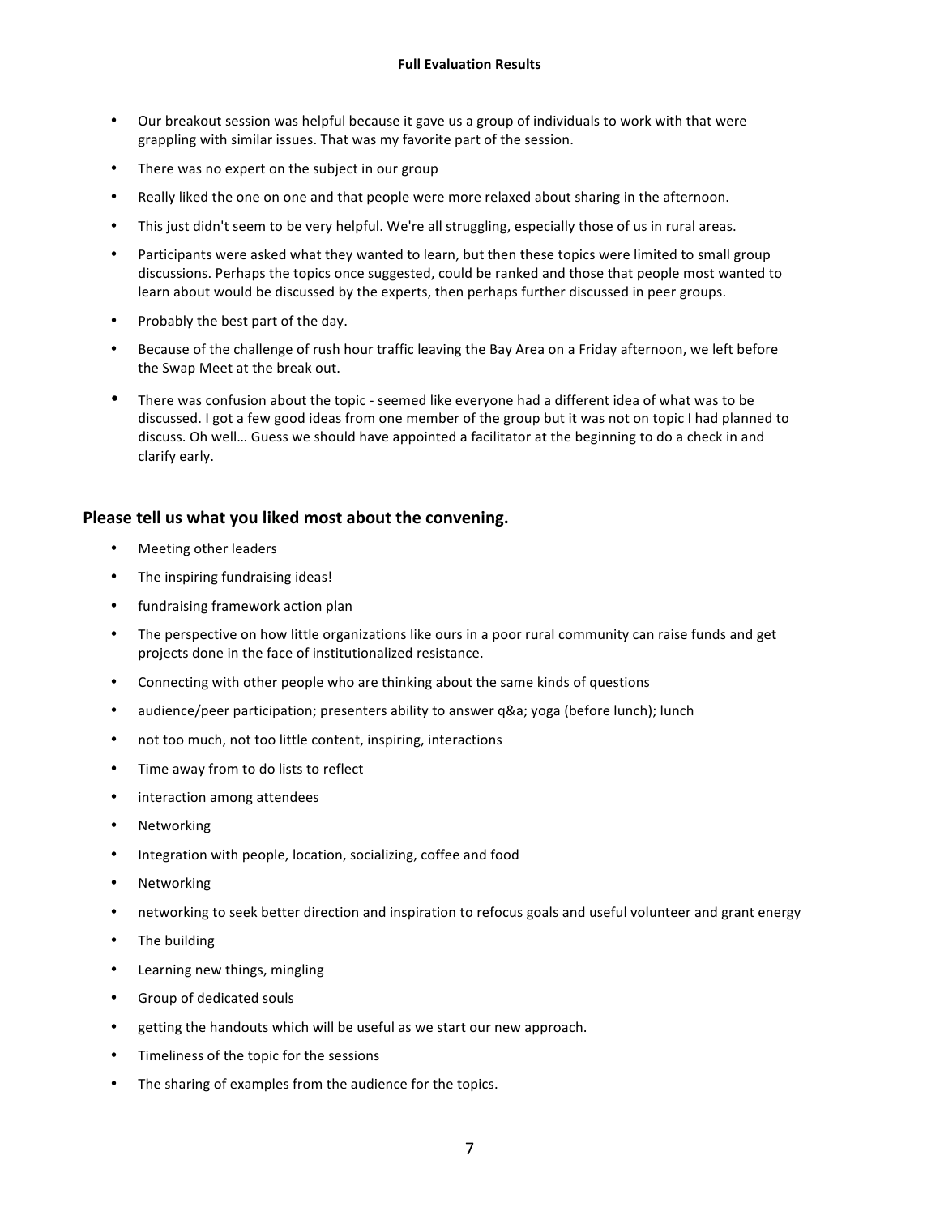- Our breakout session was helpful because it gave us a group of individuals to work with that were grappling with similar issues. That was my favorite part of the session.
- There was no expert on the subject in our group
- Really liked the one on one and that people were more relaxed about sharing in the afternoon.
- This just didn't seem to be very helpful. We're all struggling, especially those of us in rural areas.
- Participants were asked what they wanted to learn, but then these topics were limited to small group discussions. Perhaps the topics once suggested, could be ranked and those that people most wanted to learn about would be discussed by the experts, then perhaps further discussed in peer groups.
- Probably the best part of the day.
- Because of the challenge of rush hour traffic leaving the Bay Area on a Friday afternoon, we left before the Swap Meet at the break out.
- There was confusion about the topic - seemed like everyone had a different idea of what was to be discussed. I got a few good ideas from one member of the group but it was not on topic I had planned to discuss. Oh well… Guess we should have appointed a facilitator at the beginning to do a check in and clarify early.

## Please tell us what you liked most about the convening.

- Meeting other leaders
- The inspiring fundraising ideas!
- fundraising framework action plan
- The perspective on how little organizations like ours in a poor rural community can raise funds and get projects done in the face of institutionalized resistance.
- Connecting with other people who are thinking about the same kinds of questions
- audience/peer participation; presenters ability to answer q&a; yoga (before lunch); lunch
- not too much, not too little content, inspiring, interactions
- Time away from to do lists to reflect
- interaction among attendees
- Networking
- Integration with people, location, socializing, coffee and food
- Networking
- networking to seek better direction and inspiration to refocus goals and useful volunteer and grant energy
- The building
- Learning new things, mingling
- Group of dedicated souls
- getting the handouts which will be useful as we start our new approach.
- Timeliness of the topic for the sessions
- The sharing of examples from the audience for the topics.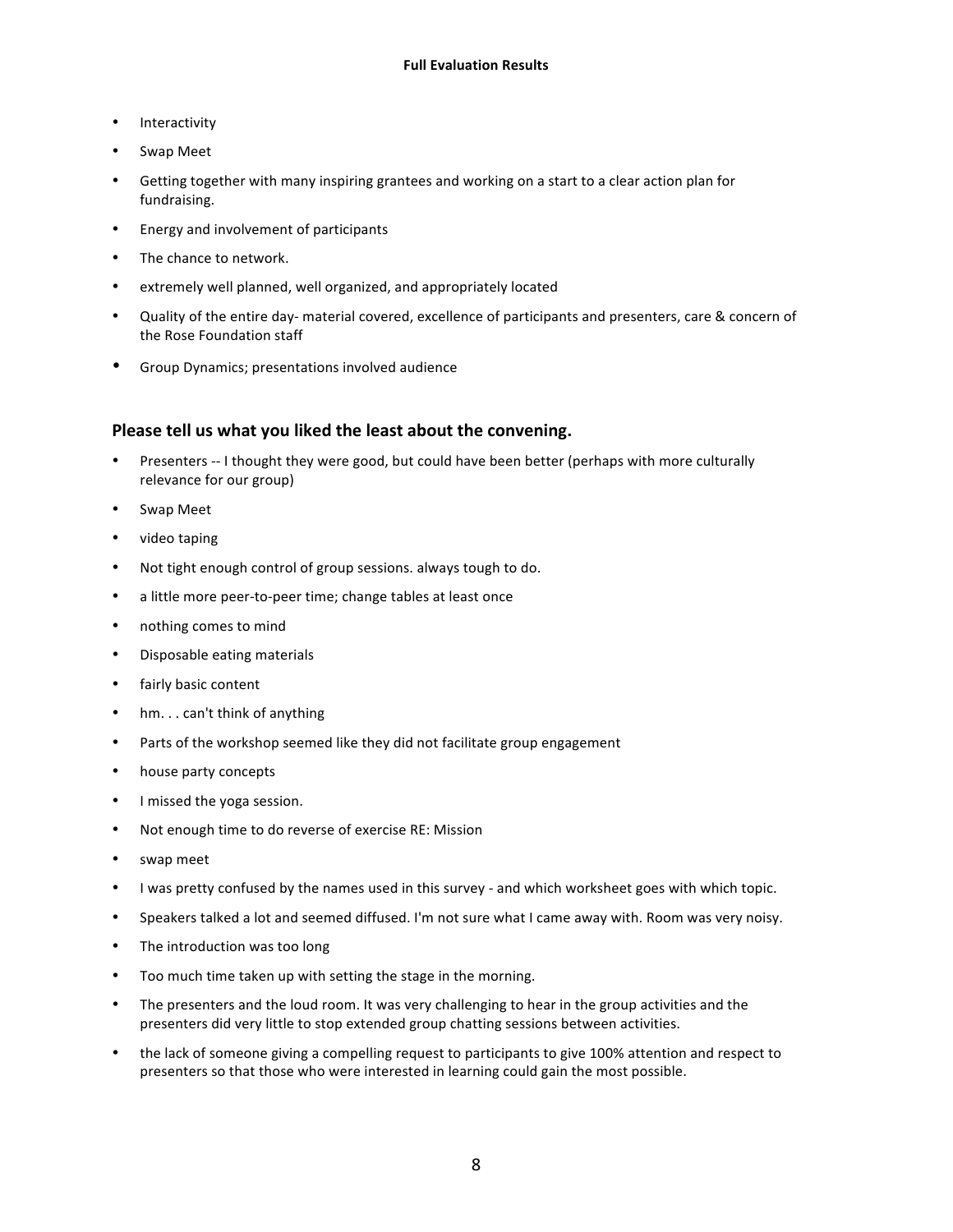- Interactivity
- Swap Meet
- Getting together with many inspiring grantees and working on a start to a clear action plan for fundraising.
- Energy and involvement of participants
- The chance to network.
- extremely well planned, well organized, and appropriately located
- Quality of the entire day- material covered, excellence of participants and presenters, care & concern of the Rose Foundation staff
- Group Dynamics; presentations involved audience

## Please tell us what you liked the least about the convening.

- Presenters -- I thought they were good, but could have been better (perhaps with more culturally relevance for our group)
- Swap Meet
- video taping
- Not tight enough control of group sessions. always tough to do.
- a little more peer-to-peer time; change tables at least once
- nothing comes to mind
- Disposable eating materials
- fairly basic content
- hm. . . can't think of anything
- Parts of the workshop seemed like they did not facilitate group engagement
- house party concepts
- I missed the yoga session.
- Not enough time to do reverse of exercise RE: Mission
- swap meet
- I was pretty confused by the names used in this survey - and which worksheet goes with which topic.
- Speakers talked a lot and seemed diffused. I'm not sure what I came away with. Room was very noisy.
- The introduction was too long
- Too much time taken up with setting the stage in the morning.
- The presenters and the loud room. It was very challenging to hear in the group activities and the presenters did very little to stop extended group chatting sessions between activities.
- the lack of someone giving a compelling request to participants to give 100% attention and respect to presenters so that those who were interested in learning could gain the most possible.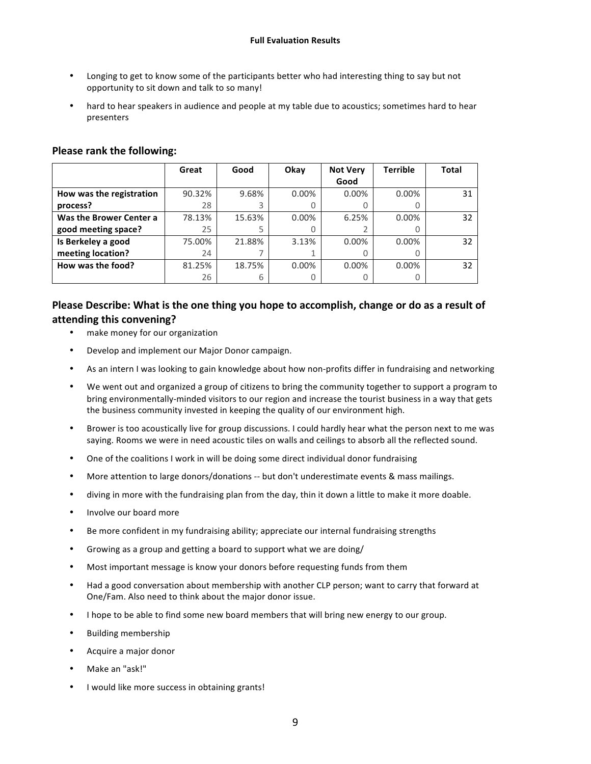**Full Evaluation Results**

- Longing to get to know some of the participants better who had interesting thing to say but not opportunity to sit down and talk to so many!
- hard to hear speakers in audience and people at my table due to acoustics; sometimes hard to hear presenters

## Please rank the following:

| | Great | Good | Okay | Not Very Good | Terrible | Total |
|---|---|---|---|---|---|---|
| How was the registration process? | 90.32% 28 | 9.68% 3 | 0.00% 0 | 0.00% 0 | 0.00% 0 | 31 |
| Was the Brower Center a good meeting space? | 78.13% 25 | 15.63% 5 | 0.00% 0 | 6.25% 2 | 0.00% 0 | 32 |
| Is Berkeley a good meeting location? | 75.00% 24 | 21.88% 7 | 3.13% 1 | 0.00% 0 | 0.00% 0 | 32 |
| How was the food? | 81.25% 26 | 18.75% 6 | 0.00% 0 | 0.00% 0 | 0.00% 0 | 32 |

## Please Describe: What is the one thing you hope to accomplish, change or do as a result of attending this convening?

- make money for our organization
- Develop and implement our Major Donor campaign.
- As an intern I was looking to gain knowledge about how non-profits differ in fundraising and networking
- We went out and organized a group of citizens to bring the community together to support a program to bring environmentally-minded visitors to our region and increase the tourist business in a way that gets the business community invested in keeping the quality of our environment high.
- Brower is too acoustically live for group discussions. I could hardly hear what the person next to me was saying. Rooms we were in need acoustic tiles on walls and ceilings to absorb all the reflected sound.
- One of the coalitions I work in will be doing some direct individual donor fundraising
- More attention to large donors/donations -- but don't underestimate events & mass mailings.
- diving in more with the fundraising plan from the day, thin it down a little to make it more doable.
- Involve our board more
- Be more confident in my fundraising ability; appreciate our internal fundraising strengths
- Growing as a group and getting a board to support what we are doing/
- Most important message is know your donors before requesting funds from them
- Had a good conversation about membership with another CLP person; want to carry that forward at One/Fam. Also need to think about the major donor issue.
- I hope to be able to find some new board members that will bring new energy to our group.
- Building membership
- Acquire a major donor
- Make an "ask!"
- I would like more success in obtaining grants!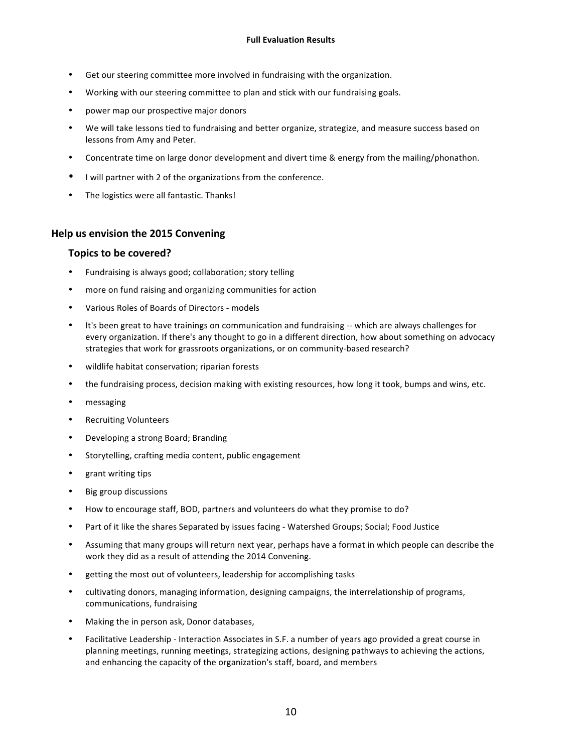- Get our steering committee more involved in fundraising with the organization.
- Working with our steering committee to plan and stick with our fundraising goals.
- power map our prospective major donors
- We will take lessons tied to fundraising and better organize, strategize, and measure success based on lessons from Amy and Peter.
- Concentrate time on large donor development and divert time & energy from the mailing/phonathon.
- I will partner with 2 of the organizations from the conference.
- The logistics were all fantastic. Thanks!

## Help us envision the 2015 Convening

### Topics to be covered?

- Fundraising is always good; collaboration; story telling
- more on fund raising and organizing communities for action
- Various Roles of Boards of Directors - models
- It's been great to have trainings on communication and fundraising -- which are always challenges for every organization. If there's any thought to go in a different direction, how about something on advocacy strategies that work for grassroots organizations, or on community-based research?
- wildlife habitat conservation; riparian forests
- the fundraising process, decision making with existing resources, how long it took, bumps and wins, etc.
- messaging
- Recruiting Volunteers
- Developing a strong Board; Branding
- Storytelling, crafting media content, public engagement
- grant writing tips
- Big group discussions
- How to encourage staff, BOD, partners and volunteers do what they promise to do?
- Part of it like the shares Separated by issues facing - Watershed Groups; Social; Food Justice
- Assuming that many groups will return next year, perhaps have a format in which people can describe the work they did as a result of attending the 2014 Convening.
- getting the most out of volunteers, leadership for accomplishing tasks
- cultivating donors, managing information, designing campaigns, the interrelationship of programs, communications, fundraising
- Making the in person ask, Donor databases,
- Facilitative Leadership - Interaction Associates in S.F. a number of years ago provided a great course in planning meetings, running meetings, strategizing actions, designing pathways to achieving the actions, and enhancing the capacity of the organization's staff, board, and members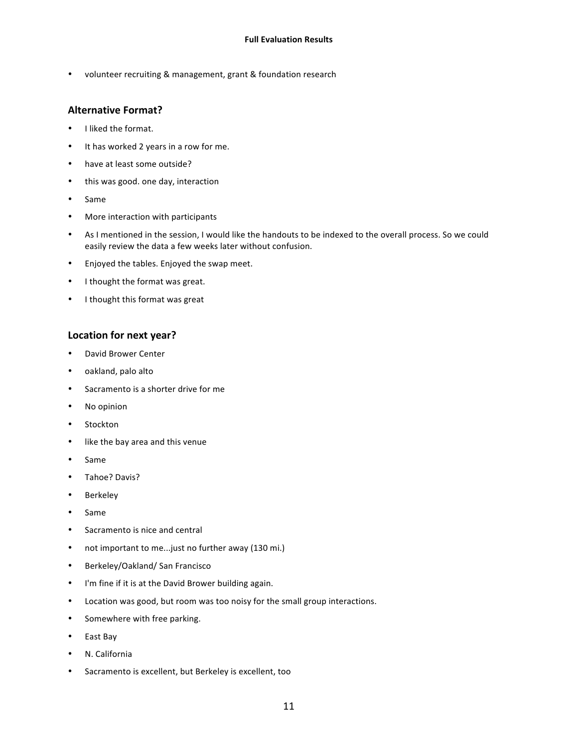- volunteer recruiting & management, grant & foundation research

## Alternative Format?

- I liked the format.
- It has worked 2 years in a row for me.
- have at least some outside?
- this was good. one day, interaction
- Same
- More interaction with participants
- As I mentioned in the session, I would like the handouts to be indexed to the overall process. So we could easily review the data a few weeks later without confusion.
- Enjoyed the tables. Enjoyed the swap meet.
- I thought the format was great.
- I thought this format was great

## Location for next year?

- David Brower Center
- oakland, palo alto
- Sacramento is a shorter drive for me
- No opinion
- Stockton
- like the bay area and this venue
- Same
- Tahoe? Davis?
- Berkeley
- Same
- Sacramento is nice and central
- not important to me...just no further away (130 mi.)
- Berkeley/Oakland/ San Francisco
- I'm fine if it is at the David Brower building again.
- Location was good, but room was too noisy for the small group interactions.
- Somewhere with free parking.
- East Bay
- N. California
- Sacramento is excellent, but Berkeley is excellent, too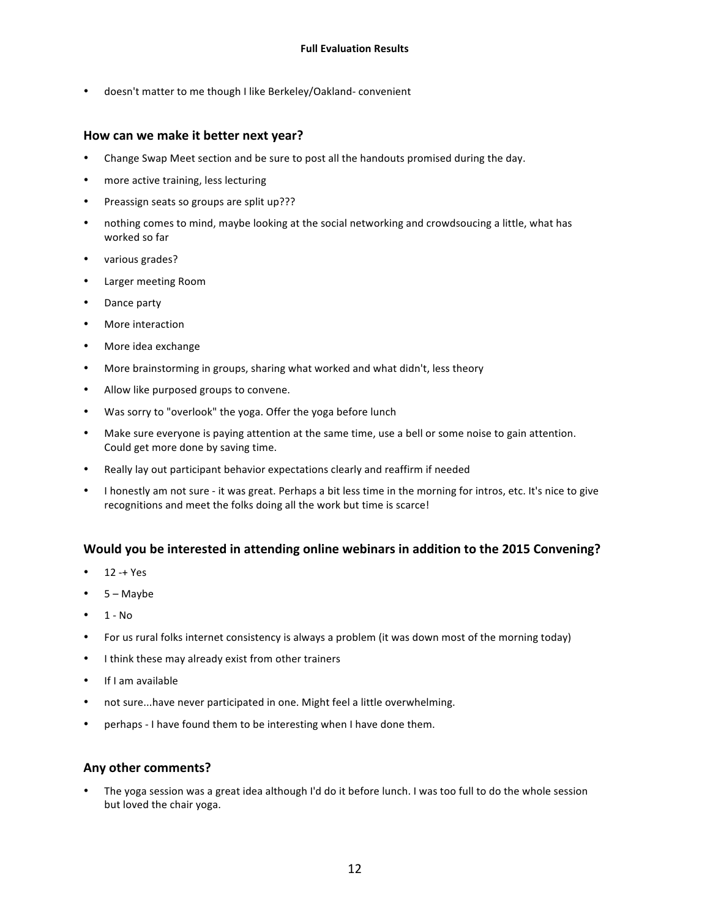- doesn't matter to me though I like Berkeley/Oakland- convenient

### How can we make it better next year?

- Change Swap Meet section and be sure to post all the handouts promised during the day.
- more active training, less lecturing
- Preassign seats so groups are split up???
- nothing comes to mind, maybe looking at the social networking and crowdsoucing a little, what has worked so far
- various grades?
- Larger meeting Room
- Dance party
- More interaction
- More idea exchange
- More brainstorming in groups, sharing what worked and what didn't, less theory
- Allow like purposed groups to convene.
- Was sorry to "overlook" the yoga. Offer the yoga before lunch
- Make sure everyone is paying attention at the same time, use a bell or some noise to gain attention. Could get more done by saving time.
- Really lay out participant behavior expectations clearly and reaffirm if needed
- I honestly am not sure - it was great. Perhaps a bit less time in the morning for intros, etc. It's nice to give recognitions and meet the folks doing all the work but time is scarce!

### Would you be interested in attending online webinars in addition to the 2015 Convening?

- 12 -+ Yes
- 5 – Maybe
- 1 - No
- For us rural folks internet consistency is always a problem (it was down most of the morning today)
- I think these may already exist from other trainers
- If I am available
- not sure...have never participated in one. Might feel a little overwhelming.
- perhaps - I have found them to be interesting when I have done them.

### Any other comments?

- The yoga session was a great idea although I'd do it before lunch. I was too full to do the whole session but loved the chair yoga.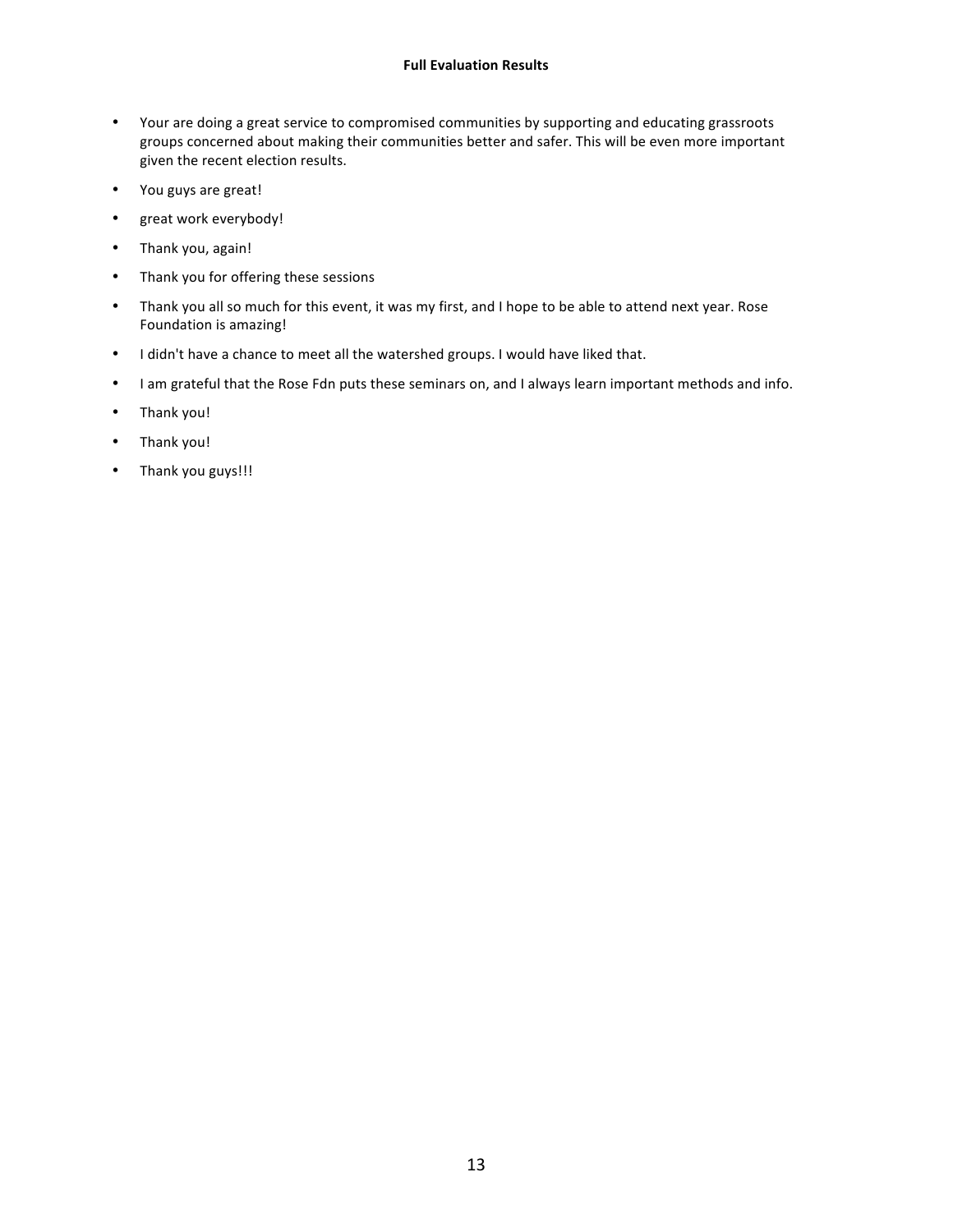**Full Evaluation Results**

- Your are doing a great service to compromised communities by supporting and educating grassroots groups concerned about making their communities better and safer. This will be even more important given the recent election results.
- You guys are great!
- great work everybody!
- Thank you, again!
- Thank you for offering these sessions
- Thank you all so much for this event, it was my first, and I hope to be able to attend next year. Rose Foundation is amazing!
- I didn't have a chance to meet all the watershed groups. I would have liked that.
- I am grateful that the Rose Fdn puts these seminars on, and I always learn important methods and info.
- Thank you!
- Thank you!
- Thank you guys!!!